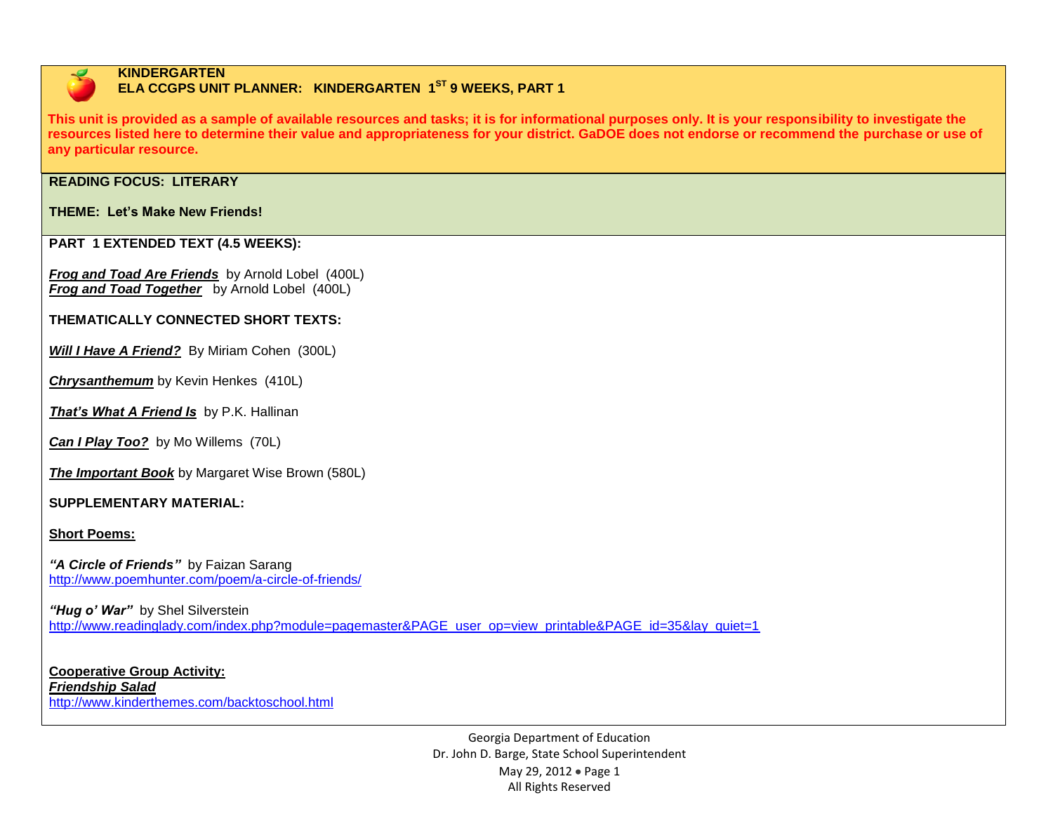# KINDERGARTEN

## ELA CCGPS UNIT PLANNER: KINDERGARTEN 1ST 9 WEEKS, PART 1

**This unit is provided as a sample of available resources and tasks; it is for informational purposes only. It is your responsibility to investigate the resources listed here to determine their value and appropriateness for your district. GaDOE does not endorse or recommend the purchase or use of any particular resource.**

**READING FOCUS: LITERARY**

**THEME: Let's Make New Friends!**

**PART 1 EXTENDED TEXT (4.5 WEEKS):**

***Frog and Toad Are Friends*** by Arnold Lobel (400L)
***Frog and Toad Together*** by Arnold Lobel (400L)

**THEMATICALLY CONNECTED SHORT TEXTS:**

***Will I Have A Friend?*** By Miriam Cohen (300L)

***Chrysanthemum*** by Kevin Henkes (410L)

***That's What A Friend Is*** by P.K. Hallinan

***Can I Play Too?*** by Mo Willems (70L)

***The Important Book*** by Margaret Wise Brown (580L)

**SUPPLEMENTARY MATERIAL:**

**Short Poems:**

***"A Circle of Friends"*** by Faizan Sarang
http://www.poemhunter.com/poem/a-circle-of-friends/

***"Hug o' War"*** by Shel Silverstein
http://www.readinglady.com/index.php?module=pagemaster&PAGE_user_op=view_printable&PAGE_id=35&lay_quiet=1

**Cooperative Group Activity:**
***Friendship Salad***
http://www.kinderthemes.com/backtoschool.html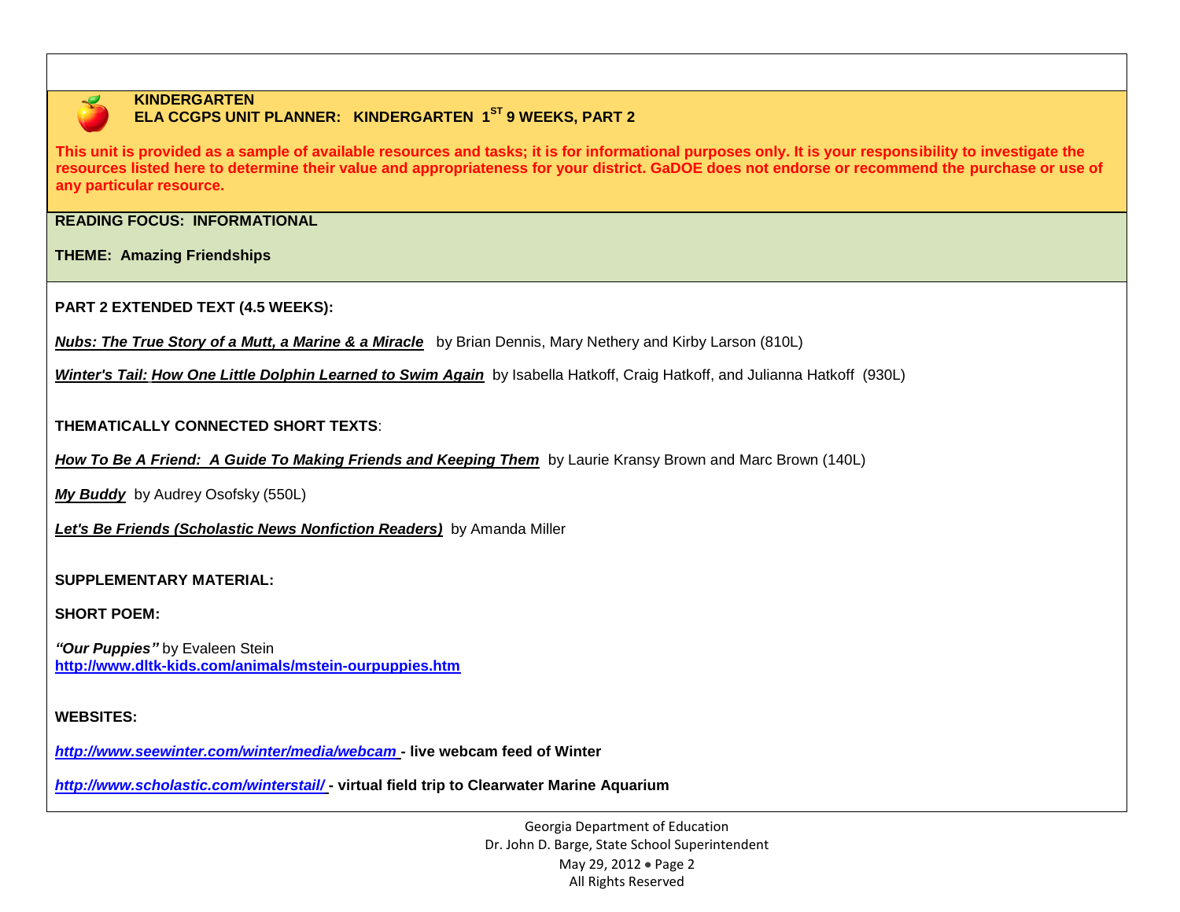**KINDERGARTEN**
**ELA CCGPS UNIT PLANNER: KINDERGARTEN 1ST 9 WEEKS, PART 2**

**This unit is provided as a sample of available resources and tasks; it is for informational purposes only. It is your responsibility to investigate the resources listed here to determine their value and appropriateness for your district. GaDOE does not endorse or recommend the purchase or use of any particular resource.**

**READING FOCUS: INFORMATIONAL**

**THEME: Amazing Friendships**

**PART 2 EXTENDED TEXT (4.5 WEEKS):**

***Nubs: The True Story of a Mutt, a Marine & a Miracle*** by Brian Dennis, Mary Nethery and Kirby Larson (810L)

***Winter's Tail: How One Little Dolphin Learned to Swim Again*** by Isabella Hatkoff, Craig Hatkoff, and Julianna Hatkoff (930L)

**THEMATICALLY CONNECTED SHORT TEXTS**:

***How To Be A Friend: A Guide To Making Friends and Keeping Them*** by Laurie Kransy Brown and Marc Brown (140L)

***My Buddy*** by Audrey Osofsky (550L)

***Let's Be Friends (Scholastic News Nonfiction Readers)*** by Amanda Miller

**SUPPLEMENTARY MATERIAL:**

**SHORT POEM:**

***"Our Puppies"*** by Evaleen Stein
**http://www.dltk-kids.com/animals/mstein-ourpuppies.htm**

**WEBSITES:**

***http://www.seewinter.com/winter/media/webcam*** **- live webcam feed of Winter**

***http://www.scholastic.com/winterstail/*** **- virtual field trip to Clearwater Marine Aquarium**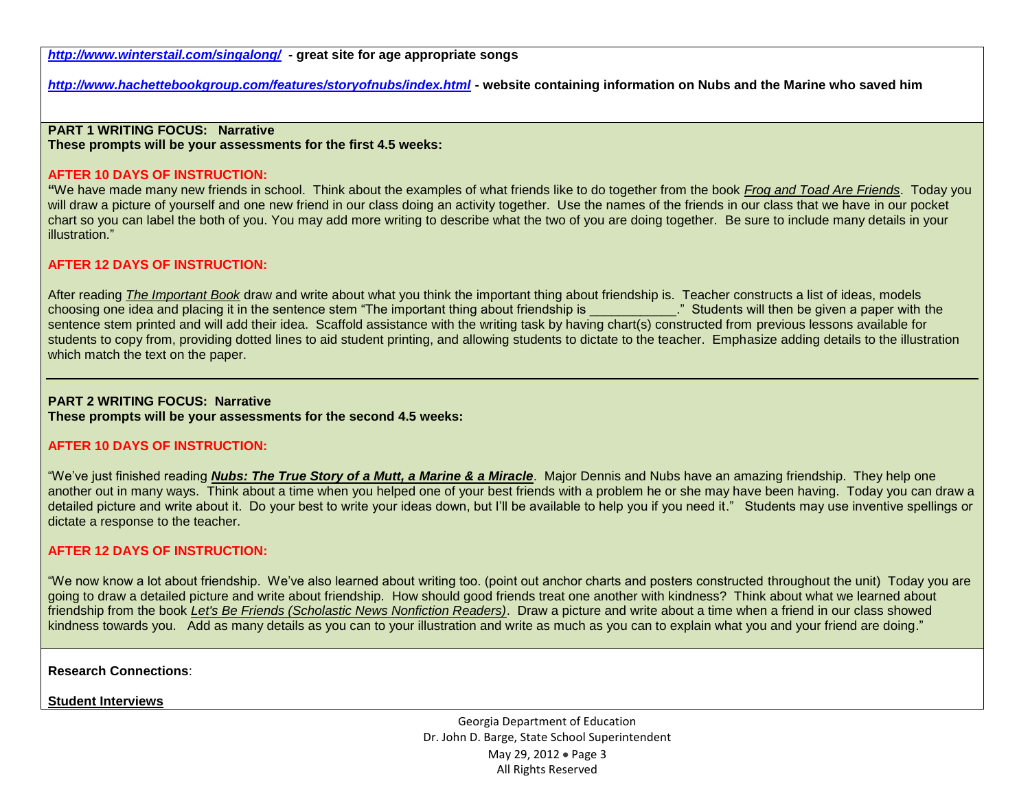***http://www.winterstail.com/singalong/*** **- great site for age appropriate songs**

***http://www.hachettebookgroup.com/features/storyofnubs/index.html*** **- website containing information on Nubs and the Marine who saved him**

**PART 1 WRITING FOCUS: Narrative**
**These prompts will be your assessments for the first 4.5 weeks:**

**AFTER 10 DAYS OF INSTRUCTION:**

**"**We have made many new friends in school. Think about the examples of what friends like to do together from the book *Frog and Toad Are Friends*. Today you will draw a picture of yourself and one new friend in our class doing an activity together. Use the names of the friends in our class that we have in our pocket chart so you can label the both of you. You may add more writing to describe what the two of you are doing together. Be sure to include many details in your illustration."

**AFTER 12 DAYS OF INSTRUCTION:**

After reading *The Important Book* draw and write about what you think the important thing about friendship is. Teacher constructs a list of ideas, models choosing one idea and placing it in the sentence stem "The important thing about friendship is ___________." Students will then be given a paper with the sentence stem printed and will add their idea. Scaffold assistance with the writing task by having chart(s) constructed from previous lessons available for students to copy from, providing dotted lines to aid student printing, and allowing students to dictate to the teacher. Emphasize adding details to the illustration which match the text on the paper.

---

**PART 2 WRITING FOCUS: Narrative**
**These prompts will be your assessments for the second 4.5 weeks:**

**AFTER 10 DAYS OF INSTRUCTION:**

"We've just finished reading ***Nubs: The True Story of a Mutt, a Marine & a Miracle***. Major Dennis and Nubs have an amazing friendship. They help one another out in many ways. Think about a time when you helped one of your best friends with a problem he or she may have been having. Today you can draw a detailed picture and write about it. Do your best to write your ideas down, but I'll be available to help you if you need it." Students may use inventive spellings or dictate a response to the teacher.

**AFTER 12 DAYS OF INSTRUCTION:**

"We now know a lot about friendship. We've also learned about writing too. (point out anchor charts and posters constructed throughout the unit) Today you are going to draw a detailed picture and write about friendship. How should good friends treat one another with kindness? Think about what we learned about friendship from the book *Let's Be Friends (Scholastic News Nonfiction Readers)*. Draw a picture and write about a time when a friend in our class showed kindness towards you. Add as many details as you can to your illustration and write as much as you can to explain what you and your friend are doing."

**Research Connections**:

**Student Interviews**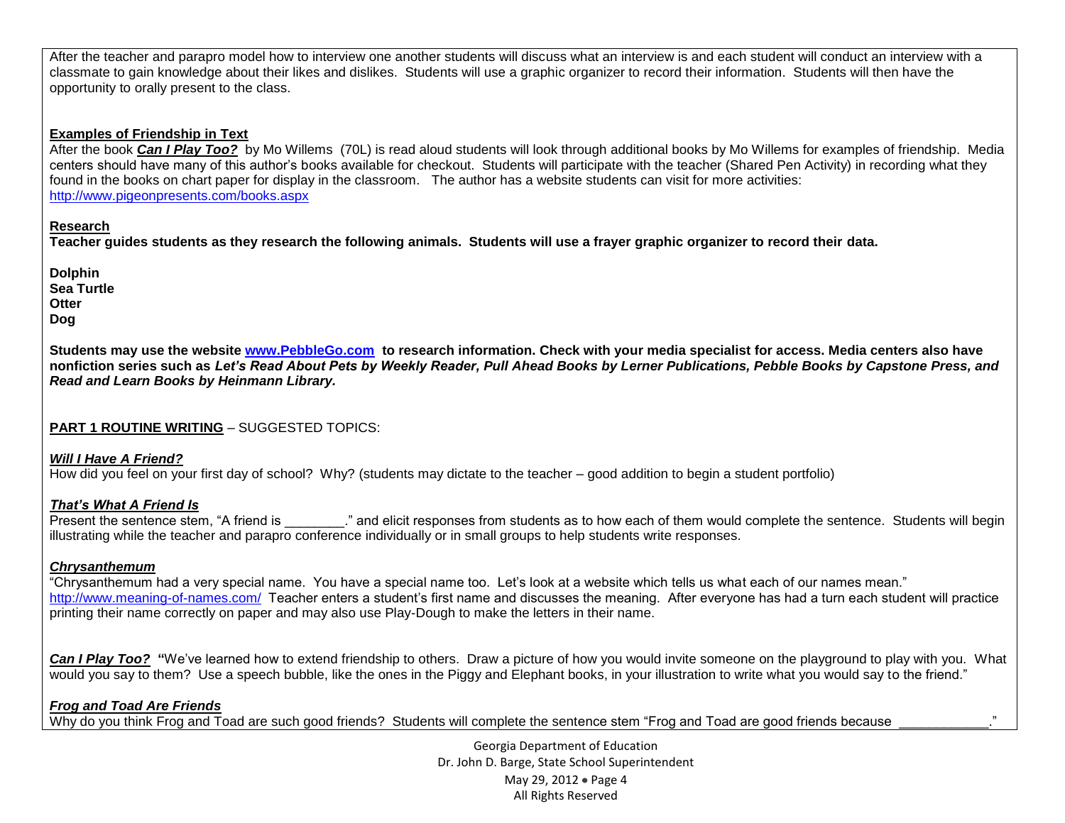After the teacher and parapro model how to interview one another students will discuss what an interview is and each student will conduct an interview with a classmate to gain knowledge about their likes and dislikes. Students will use a graphic organizer to record their information. Students will then have the opportunity to orally present to the class.

**Examples of Friendship in Text**

After the book ***Can I Play Too?*** by Mo Willems (70L) is read aloud students will look through additional books by Mo Willems for examples of friendship. Media centers should have many of this author's books available for checkout. Students will participate with the teacher (Shared Pen Activity) in recording what they found in the books on chart paper for display in the classroom. The author has a website students can visit for more activities: http://www.pigeonpresents.com/books.aspx

**Research**

**Teacher guides students as they research the following animals. Students will use a frayer graphic organizer to record their data.**

**Dolphin**
**Sea Turtle**
**Otter**
**Dog**

**Students may use the website www.PebbleGo.com to research information. Check with your media specialist for access. Media centers also have nonfiction series such as *Let's Read About Pets by Weekly Reader, Pull Ahead Books by Lerner Publications, Pebble Books by Capstone Press, and Read and Learn Books by Heinmann Library.***

**PART 1 ROUTINE WRITING** – SUGGESTED TOPICS:

***Will I Have A Friend?***

How did you feel on your first day of school? Why? (students may dictate to the teacher – good addition to begin a student portfolio)

***That's What A Friend Is***

Present the sentence stem, "A friend is ________." and elicit responses from students as to how each of them would complete the sentence. Students will begin illustrating while the teacher and parapro conference individually or in small groups to help students write responses.

***Chrysanthemum***

"Chrysanthemum had a very special name. You have a special name too. Let's look at a website which tells us what each of our names mean." http://www.meaning-of-names.com/ Teacher enters a student's first name and discusses the meaning. After everyone has had a turn each student will practice printing their name correctly on paper and may also use Play-Dough to make the letters in their name.

***Can I Play Too?*** **"**We've learned how to extend friendship to others. Draw a picture of how you would invite someone on the playground to play with you. What would you say to them? Use a speech bubble, like the ones in the Piggy and Elephant books, in your illustration to write what you would say to the friend."

***Frog and Toad Are Friends***

Why do you think Frog and Toad are such good friends? Students will complete the sentence stem "Frog and Toad are good friends because ____________."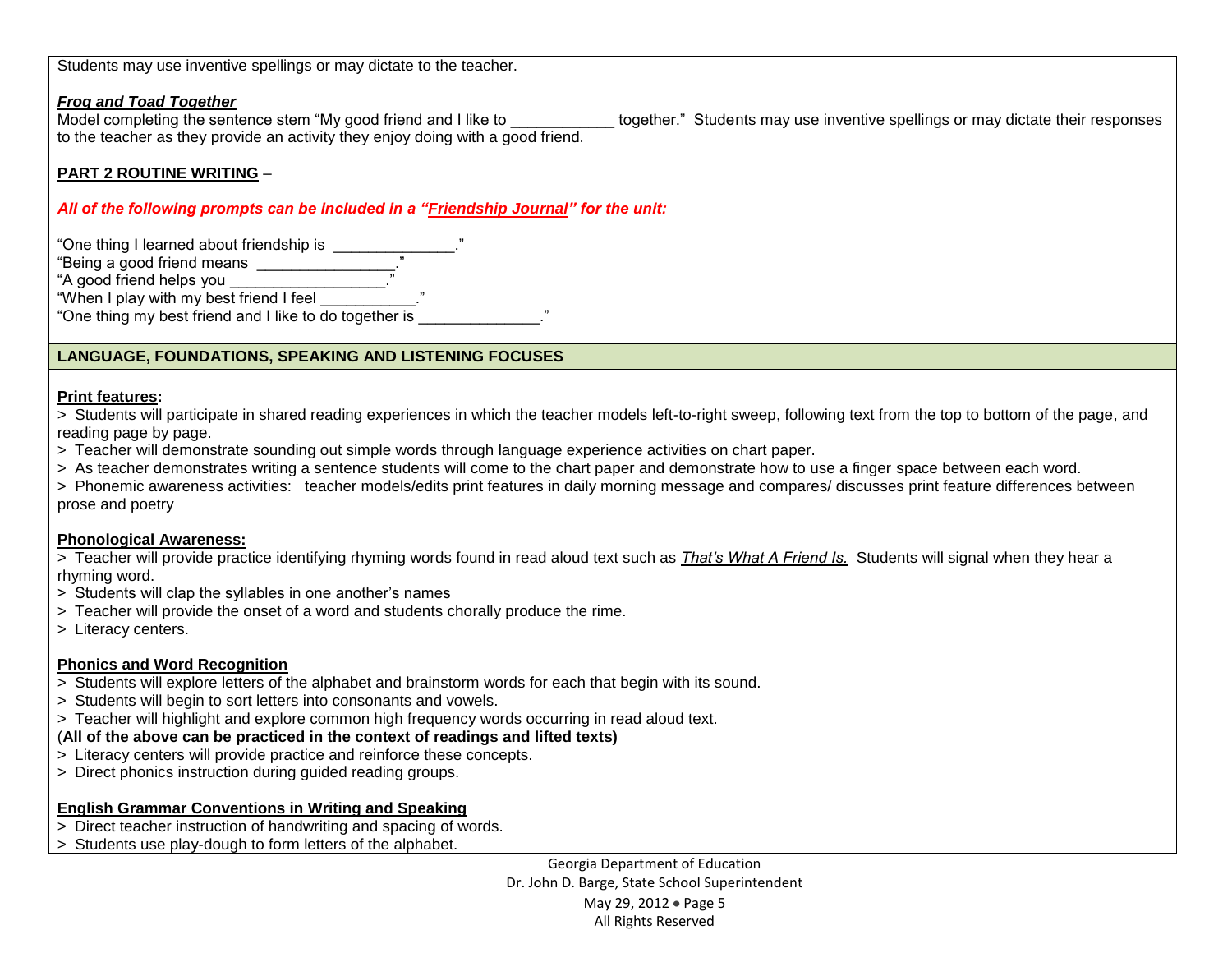Students may use inventive spellings or may dictate to the teacher.

***Frog and Toad Together***

Model completing the sentence stem "My good friend and I like to ____________ together." Students may use inventive spellings or may dictate their responses to the teacher as they provide an activity they enjoy doing with a good friend.

**PART 2 ROUTINE WRITING** –

***All of the following prompts can be included in a "Friendship Journal" for the unit:***

"One thing I learned about friendship is ______________."
"Being a good friend means ________________."
"A good friend helps you __________________."
"When I play with my best friend I feel ___________."
"One thing my best friend and I like to do together is ______________."

## LANGUAGE, FOUNDATIONS, SPEAKING AND LISTENING FOCUSES

**Print features:**

> Students will participate in shared reading experiences in which the teacher models left-to-right sweep, following text from the top to bottom of the page, and reading page by page.
> Teacher will demonstrate sounding out simple words through language experience activities on chart paper.
> As teacher demonstrates writing a sentence students will come to the chart paper and demonstrate how to use a finger space between each word.
> Phonemic awareness activities: teacher models/edits print features in daily morning message and compares/ discusses print feature differences between prose and poetry

**Phonological Awareness:**

> Teacher will provide practice identifying rhyming words found in read aloud text such as *That's What A Friend Is.* Students will signal when they hear a rhyming word.
> Students will clap the syllables in one another's names
> Teacher will provide the onset of a word and students chorally produce the rime.
> Literacy centers.

**Phonics and Word Recognition**

> Students will explore letters of the alphabet and brainstorm words for each that begin with its sound.
> Students will begin to sort letters into consonants and vowels.
> Teacher will highlight and explore common high frequency words occurring in read aloud text.
(**All of the above can be practiced in the context of readings and lifted texts)**
> Literacy centers will provide practice and reinforce these concepts.
> Direct phonics instruction during guided reading groups.

**English Grammar Conventions in Writing and Speaking**

> Direct teacher instruction of handwriting and spacing of words.
> Students use play-dough to form letters of the alphabet.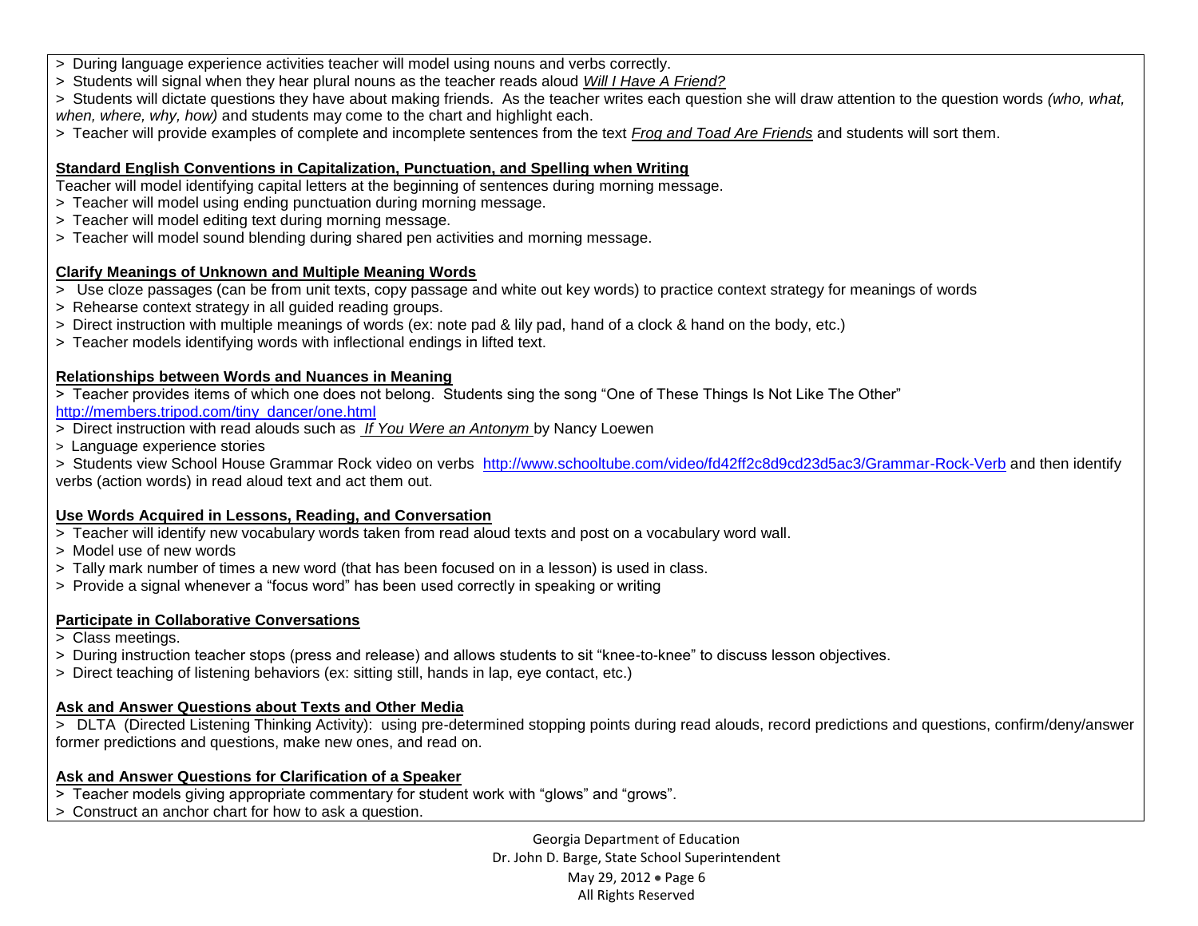> During language experience activities teacher will model using nouns and verbs correctly.
> Students will signal when they hear plural nouns as the teacher reads aloud *Will I Have A Friend?*
> Students will dictate questions they have about making friends. As the teacher writes each question she will draw attention to the question words *(who, what, when, where, why, how)* and students may come to the chart and highlight each.
> Teacher will provide examples of complete and incomplete sentences from the text *Frog and Toad Are Friends* and students will sort them.

**Standard English Conventions in Capitalization, Punctuation, and Spelling when Writing**

Teacher will model identifying capital letters at the beginning of sentences during morning message.
> Teacher will model using ending punctuation during morning message.
> Teacher will model editing text during morning message.
> Teacher will model sound blending during shared pen activities and morning message.

**Clarify Meanings of Unknown and Multiple Meaning Words**

> Use cloze passages (can be from unit texts, copy passage and white out key words) to practice context strategy for meanings of words
> Rehearse context strategy in all guided reading groups.
> Direct instruction with multiple meanings of words (ex: note pad & lily pad, hand of a clock & hand on the body, etc.)
> Teacher models identifying words with inflectional endings in lifted text.

**Relationships between Words and Nuances in Meaning**

> Teacher provides items of which one does not belong. Students sing the song "One of These Things Is Not Like The Other" http://members.tripod.com/tiny_dancer/one.html
> Direct instruction with read alouds such as *If You Were an Antonym* by Nancy Loewen
> Language experience stories
> Students view School House Grammar Rock video on verbs http://www.schooltube.com/video/fd42ff2c8d9cd23d5ac3/Grammar-Rock-Verb and then identify verbs (action words) in read aloud text and act them out.

**Use Words Acquired in Lessons, Reading, and Conversation**

> Teacher will identify new vocabulary words taken from read aloud texts and post on a vocabulary word wall.
> Model use of new words
> Tally mark number of times a new word (that has been focused on in a lesson) is used in class.
> Provide a signal whenever a "focus word" has been used correctly in speaking or writing

**Participate in Collaborative Conversations**

> Class meetings.
> During instruction teacher stops (press and release) and allows students to sit "knee-to-knee" to discuss lesson objectives.
> Direct teaching of listening behaviors (ex: sitting still, hands in lap, eye contact, etc.)

**Ask and Answer Questions about Texts and Other Media**

> DLTA (Directed Listening Thinking Activity): using pre-determined stopping points during read alouds, record predictions and questions, confirm/deny/answer former predictions and questions, make new ones, and read on.

**Ask and Answer Questions for Clarification of a Speaker**

> Teacher models giving appropriate commentary for student work with "glows" and "grows".
> Construct an anchor chart for how to ask a question.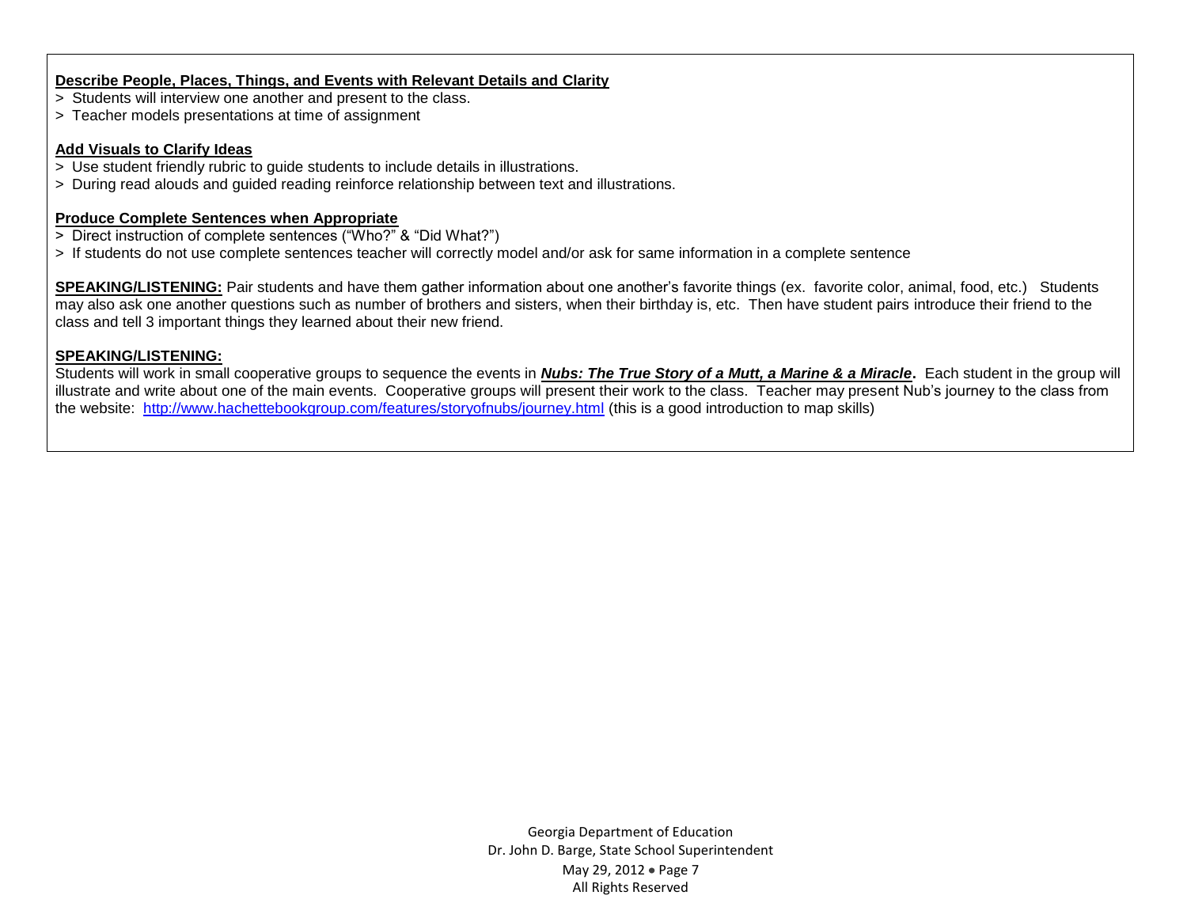**Describe People, Places, Things, and Events with Relevant Details and Clarity**

> Students will interview one another and present to the class.
> Teacher models presentations at time of assignment

**Add Visuals to Clarify Ideas**

> Use student friendly rubric to guide students to include details in illustrations.
> During read alouds and guided reading reinforce relationship between text and illustrations.

**Produce Complete Sentences when Appropriate**

> Direct instruction of complete sentences ("Who?" & "Did What?")
> If students do not use complete sentences teacher will correctly model and/or ask for same information in a complete sentence

**SPEAKING/LISTENING:** Pair students and have them gather information about one another's favorite things (ex. favorite color, animal, food, etc.) Students may also ask one another questions such as number of brothers and sisters, when their birthday is, etc. Then have student pairs introduce their friend to the class and tell 3 important things they learned about their new friend.

**SPEAKING/LISTENING:**

Students will work in small cooperative groups to sequence the events in ***Nubs: The True Story of a Mutt, a Marine & a Miracle***. Each student in the group will illustrate and write about one of the main events. Cooperative groups will present their work to the class. Teacher may present Nub's journey to the class from the website: http://www.hachettebookgroup.com/features/storyofnubs/journey.html (this is a good introduction to map skills)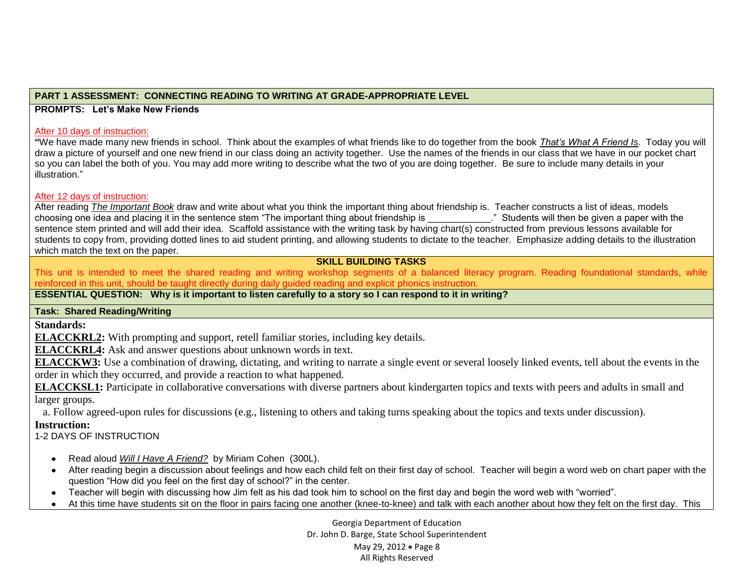**PART 1 ASSESSMENT: CONNECTING READING TO WRITING AT GRADE-APPROPRIATE LEVEL**

**PROMPTS: Let's Make New Friends**

After 10 days of instruction:

**"**We have made many new friends in school. Think about the examples of what friends like to do together from the book ***That's What A Friend Is***. Today you will draw a picture of yourself and one new friend in our class doing an activity together. Use the names of the friends in our class that we have in our pocket chart so you can label the both of you. You may add more writing to describe what the two of you are doing together. Be sure to include many details in your illustration."

After 12 days of instruction:

After reading ***The Important Book*** draw and write about what you think the important thing about friendship is. Teacher constructs a list of ideas, models choosing one idea and placing it in the sentence stem "The important thing about friendship is ____________." Students will then be given a paper with the sentence stem printed and will add their idea. Scaffold assistance with the writing task by having chart(s) constructed from previous lessons available for students to copy from, providing dotted lines to aid student printing, and allowing students to dictate to the teacher. Emphasize adding details to the illustration which match the text on the paper.

**SKILL BUILDING TASKS**

This unit is intended to meet the shared reading and writing workshop segments of a balanced literacy program. Reading foundational standards, while reinforced in this unit, should be taught directly during daily guided reading and explicit phonics instruction.

**ESSENTIAL QUESTION: Why is it important to listen carefully to a story so I can respond to it in writing?**

**Task: Shared Reading/Writing**

**Standards:**

**ELACCKRL2:** With prompting and support, retell familiar stories, including key details.

**ELACCKRL4:** Ask and answer questions about unknown words in text.

**ELACCKW3:** Use a combination of drawing, dictating, and writing to narrate a single event or several loosely linked events, tell about the events in the order in which they occurred, and provide a reaction to what happened.

**ELACCKSL1:** Participate in collaborative conversations with diverse partners about kindergarten topics and texts with peers and adults in small and larger groups.

a. Follow agreed-upon rules for discussions (e.g., listening to others and taking turns speaking about the topics and texts under discussion).

**Instruction:**

1-2 DAYS OF INSTRUCTION

- Read aloud ***Will I Have A Friend?*** by Miriam Cohen (300L).
- After reading begin a discussion about feelings and how each child felt on their first day of school. Teacher will begin a word web on chart paper with the question "How did you feel on the first day of school?" in the center.
- Teacher will begin with discussing how Jim felt as his dad took him to school on the first day and begin the word web with "worried".
- At this time have students sit on the floor in pairs facing one another (knee-to-knee) and talk with each another about how they felt on the first day. This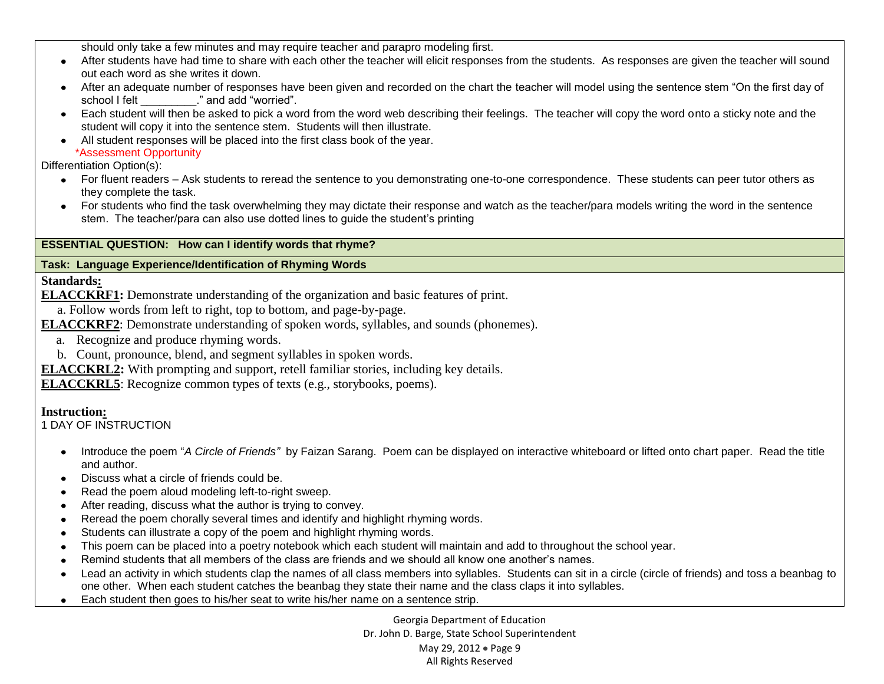should only take a few minutes and may require teacher and parapro modeling first.

- After students have had time to share with each other the teacher will elicit responses from the students. As responses are given the teacher will sound out each word as she writes it down.
- After an adequate number of responses have been given and recorded on the chart the teacher will model using the sentence stem "On the first day of school I felt _________." and add "worried".
- Each student will then be asked to pick a word from the word web describing their feelings. The teacher will copy the word onto a sticky note and the student will copy it into the sentence stem. Students will then illustrate.
- All student responses will be placed into the first class book of the year.

*Assessment Opportunity

Differentiation Option(s):

- For fluent readers – Ask students to reread the sentence to you demonstrating one-to-one correspondence. These students can peer tutor others as they complete the task.
- For students who find the task overwhelming they may dictate their response and watch as the teacher/para models writing the word in the sentence stem. The teacher/para can also use dotted lines to guide the student's printing

**ESSENTIAL QUESTION: How can I identify words that rhyme?**

**Task: Language Experience/Identification of Rhyming Words**

**Standards:**

**ELACCKRF1:** Demonstrate understanding of the organization and basic features of print.

a. Follow words from left to right, top to bottom, and page-by-page.

**ELACCKRF2**: Demonstrate understanding of spoken words, syllables, and sounds (phonemes).

a. Recognize and produce rhyming words.

b. Count, pronounce, blend, and segment syllables in spoken words.

**ELACCKRL2:** With prompting and support, retell familiar stories, including key details.

**ELACCKRL5**: Recognize common types of texts (e.g., storybooks, poems).

**Instruction:**

1 DAY OF INSTRUCTION

- Introduce the poem "*A Circle of Friends"* by Faizan Sarang. Poem can be displayed on interactive whiteboard or lifted onto chart paper. Read the title and author.
- Discuss what a circle of friends could be.
- Read the poem aloud modeling left-to-right sweep.
- After reading, discuss what the author is trying to convey.
- Reread the poem chorally several times and identify and highlight rhyming words.
- Students can illustrate a copy of the poem and highlight rhyming words.
- This poem can be placed into a poetry notebook which each student will maintain and add to throughout the school year.
- Remind students that all members of the class are friends and we should all know one another's names.
- Lead an activity in which students clap the names of all class members into syllables. Students can sit in a circle (circle of friends) and toss a beanbag to one other. When each student catches the beanbag they state their name and the class claps it into syllables.
- Each student then goes to his/her seat to write his/her name on a sentence strip.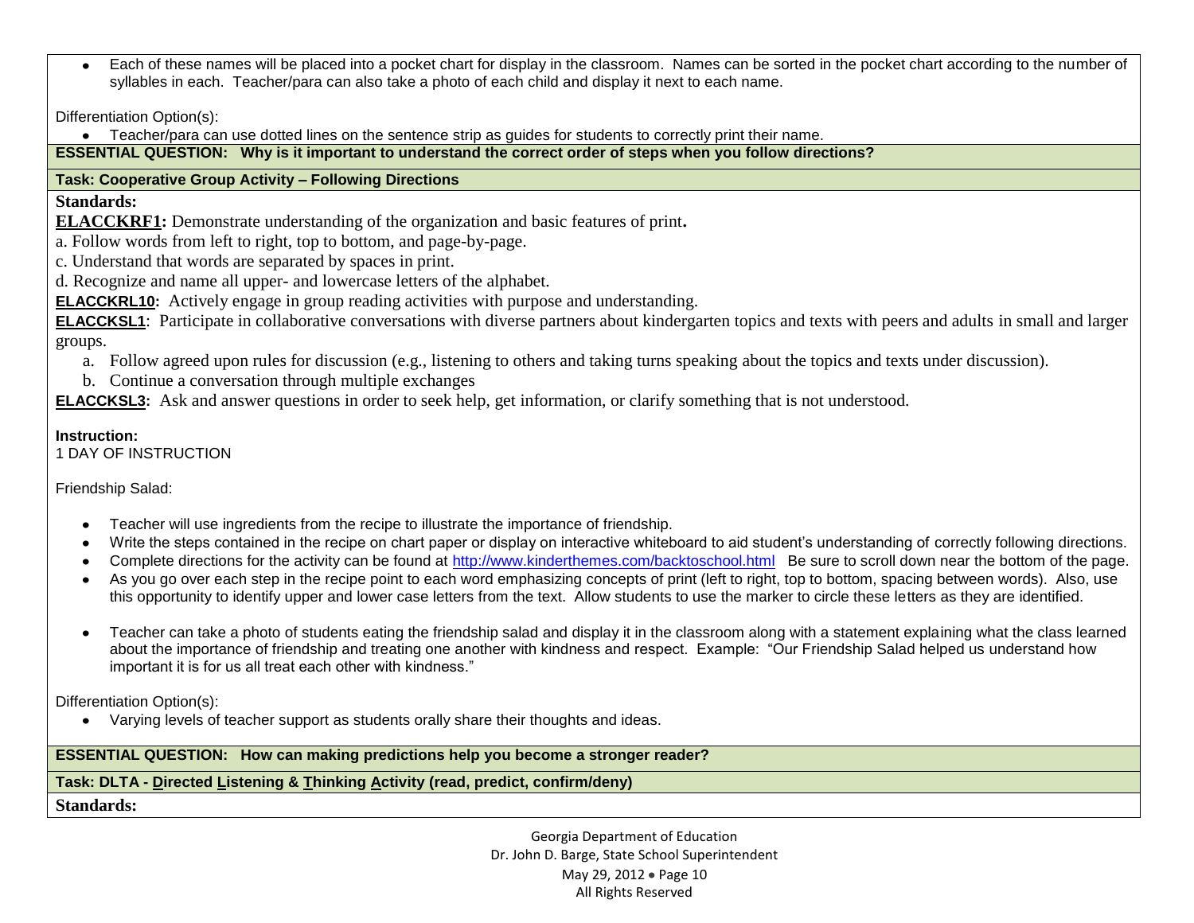- Each of these names will be placed into a pocket chart for display in the classroom. Names can be sorted in the pocket chart according to the number of syllables in each. Teacher/para can also take a photo of each child and display it next to each name.

Differentiation Option(s):

- Teacher/para can use dotted lines on the sentence strip as guides for students to correctly print their name.

**ESSENTIAL QUESTION: Why is it important to understand the correct order of steps when you follow directions?**

**Task: Cooperative Group Activity – Following Directions**

**Standards:**

**ELACCKRF1:** Demonstrate understanding of the organization and basic features of print**.**

a. Follow words from left to right, top to bottom, and page-by-page.

c. Understand that words are separated by spaces in print.

d. Recognize and name all upper- and lowercase letters of the alphabet.

**ELACCKRL10:** Actively engage in group reading activities with purpose and understanding.

**ELACCKSL1**: Participate in collaborative conversations with diverse partners about kindergarten topics and texts with peers and adults in small and larger groups.

a. Follow agreed upon rules for discussion (e.g., listening to others and taking turns speaking about the topics and texts under discussion).
b. Continue a conversation through multiple exchanges

**ELACCKSL3:** Ask and answer questions in order to seek help, get information, or clarify something that is not understood.

**Instruction:**

1 DAY OF INSTRUCTION

Friendship Salad:

- Teacher will use ingredients from the recipe to illustrate the importance of friendship.
- Write the steps contained in the recipe on chart paper or display on interactive whiteboard to aid student's understanding of correctly following directions.
- Complete directions for the activity can be found at http://www.kinderthemes.com/backtoschool.html Be sure to scroll down near the bottom of the page.
- As you go over each step in the recipe point to each word emphasizing concepts of print (left to right, top to bottom, spacing between words). Also, use this opportunity to identify upper and lower case letters from the text. Allow students to use the marker to circle these letters as they are identified.
- Teacher can take a photo of students eating the friendship salad and display it in the classroom along with a statement explaining what the class learned about the importance of friendship and treating one another with kindness and respect. Example: "Our Friendship Salad helped us understand how important it is for us all treat each other with kindness."

Differentiation Option(s):

- Varying levels of teacher support as students orally share their thoughts and ideas.

**ESSENTIAL QUESTION: How can making predictions help you become a stronger reader?**

**Task: DLTA - Directed Listening & Thinking Activity (read, predict, confirm/deny)**

**Standards:**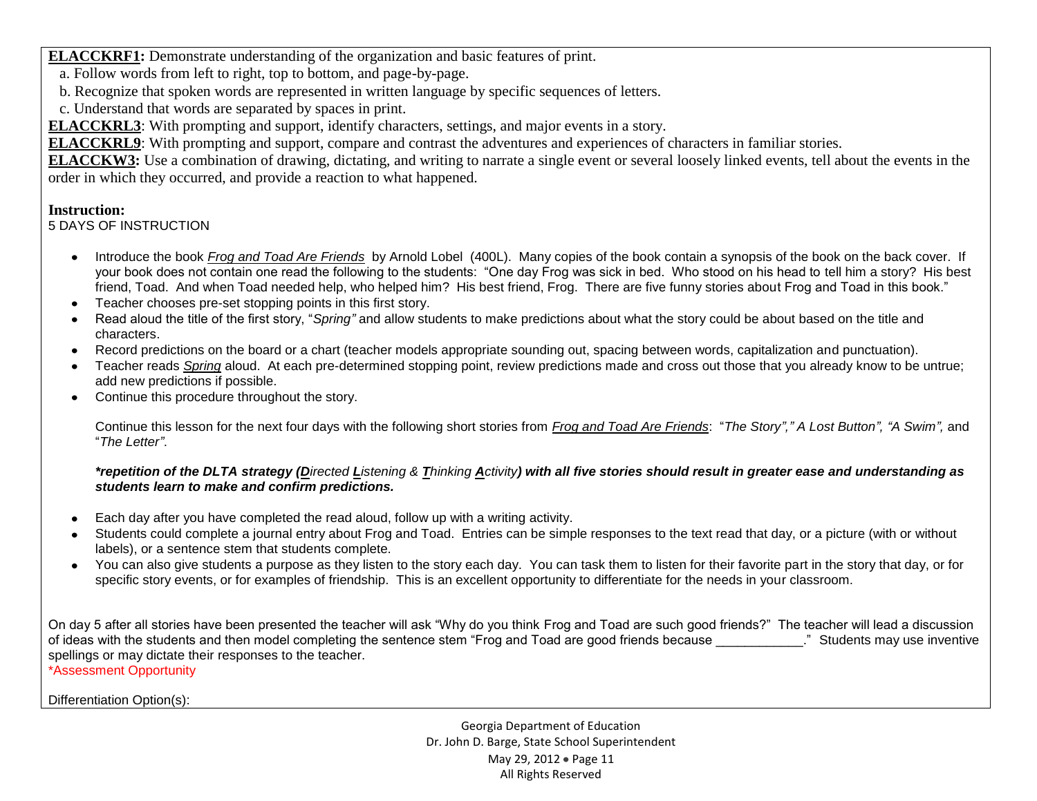**ELACCKRF1:** Demonstrate understanding of the organization and basic features of print.

a. Follow words from left to right, top to bottom, and page-by-page.

b. Recognize that spoken words are represented in written language by specific sequences of letters.

c. Understand that words are separated by spaces in print.

**ELACCKRL3**: With prompting and support, identify characters, settings, and major events in a story.

**ELACCKRL9**: With prompting and support, compare and contrast the adventures and experiences of characters in familiar stories.

**ELACCKW3:** Use a combination of drawing, dictating, and writing to narrate a single event or several loosely linked events, tell about the events in the order in which they occurred, and provide a reaction to what happened.

**Instruction:**

5 DAYS OF INSTRUCTION

- Introduce the book *Frog and Toad Are Friends* by Arnold Lobel (400L). Many copies of the book contain a synopsis of the book on the back cover. If your book does not contain one read the following to the students: "One day Frog was sick in bed. Who stood on his head to tell him a story? His best friend, Toad. And when Toad needed help, who helped him? His best friend, Frog. There are five funny stories about Frog and Toad in this book."
- Teacher chooses pre-set stopping points in this first story.
- Read aloud the title of the first story, "*Spring"* and allow students to make predictions about what the story could be about based on the title and characters.
- Record predictions on the board or a chart (teacher models appropriate sounding out, spacing between words, capitalization and punctuation).
- Teacher reads *Spring* aloud. At each pre-determined stopping point, review predictions made and cross out those that you already know to be untrue; add new predictions if possible.
- Continue this procedure throughout the story.

Continue this lesson for the next four days with the following short stories from *Frog and Toad Are Friends*: "*The Story"," A Lost Button", "A Swim",* and "*The Letter"*.

***repetition of the DLTA strategy (Directed Listening & Thinking Activity) with all five stories should result in greater ease and understanding as students learn to make and confirm predictions.**

- Each day after you have completed the read aloud, follow up with a writing activity.
- Students could complete a journal entry about Frog and Toad. Entries can be simple responses to the text read that day, or a picture (with or without labels), or a sentence stem that students complete.
- You can also give students a purpose as they listen to the story each day. You can task them to listen for their favorite part in the story that day, or for specific story events, or for examples of friendship. This is an excellent opportunity to differentiate for the needs in your classroom.

On day 5 after all stories have been presented the teacher will ask "Why do you think Frog and Toad are such good friends?" The teacher will lead a discussion of ideas with the students and then model completing the sentence stem "Frog and Toad are good friends because ____________." Students may use inventive spellings or may dictate their responses to the teacher.

*Assessment Opportunity

Differentiation Option(s):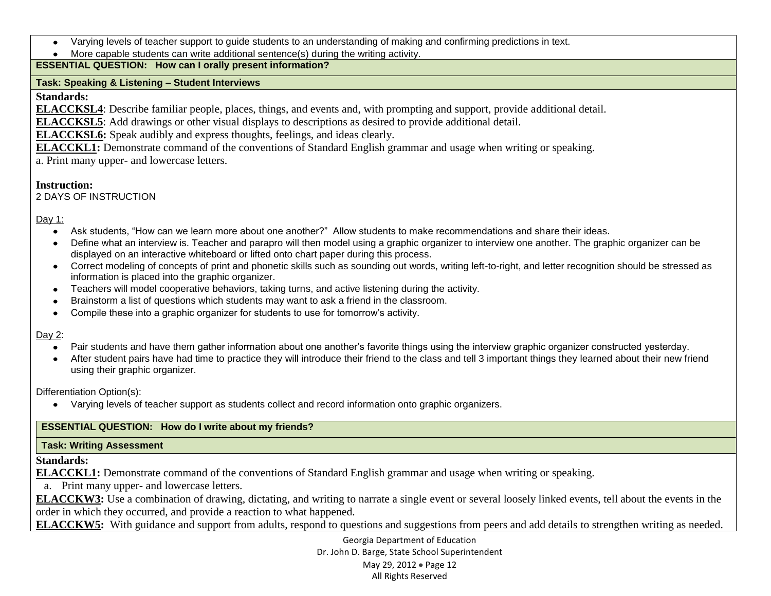- Varying levels of teacher support to guide students to an understanding of making and confirming predictions in text.
- More capable students can write additional sentence(s) during the writing activity.

**ESSENTIAL QUESTION: How can I orally present information?**

**Task: Speaking & Listening – Student Interviews**

**Standards:**

**ELACCKSL4**: Describe familiar people, places, things, and events and, with prompting and support, provide additional detail.

**ELACCKSL5**: Add drawings or other visual displays to descriptions as desired to provide additional detail.

**ELACCKSL6:** Speak audibly and express thoughts, feelings, and ideas clearly.

**ELACCKL1:** Demonstrate command of the conventions of Standard English grammar and usage when writing or speaking.

a. Print many upper- and lowercase letters.

**Instruction:**

2 DAYS OF INSTRUCTION

Day 1:

- Ask students, "How can we learn more about one another?" Allow students to make recommendations and share their ideas.
- Define what an interview is. Teacher and parapro will then model using a graphic organizer to interview one another. The graphic organizer can be displayed on an interactive whiteboard or lifted onto chart paper during this process.
- Correct modeling of concepts of print and phonetic skills such as sounding out words, writing left-to-right, and letter recognition should be stressed as information is placed into the graphic organizer.
- Teachers will model cooperative behaviors, taking turns, and active listening during the activity.
- Brainstorm a list of questions which students may want to ask a friend in the classroom.
- Compile these into a graphic organizer for students to use for tomorrow's activity.

Day 2:

- Pair students and have them gather information about one another's favorite things using the interview graphic organizer constructed yesterday.
- After student pairs have had time to practice they will introduce their friend to the class and tell 3 important things they learned about their new friend using their graphic organizer.

Differentiation Option(s):

- Varying levels of teacher support as students collect and record information onto graphic organizers.

**ESSENTIAL QUESTION: How do I write about my friends?**

**Task: Writing Assessment**

**Standards:**

**ELACCKL1:** Demonstrate command of the conventions of Standard English grammar and usage when writing or speaking.

a. Print many upper- and lowercase letters.

**ELACCKW3:** Use a combination of drawing, dictating, and writing to narrate a single event or several loosely linked events, tell about the events in the order in which they occurred, and provide a reaction to what happened.

**ELACCKW5:** With guidance and support from adults, respond to questions and suggestions from peers and add details to strengthen writing as needed.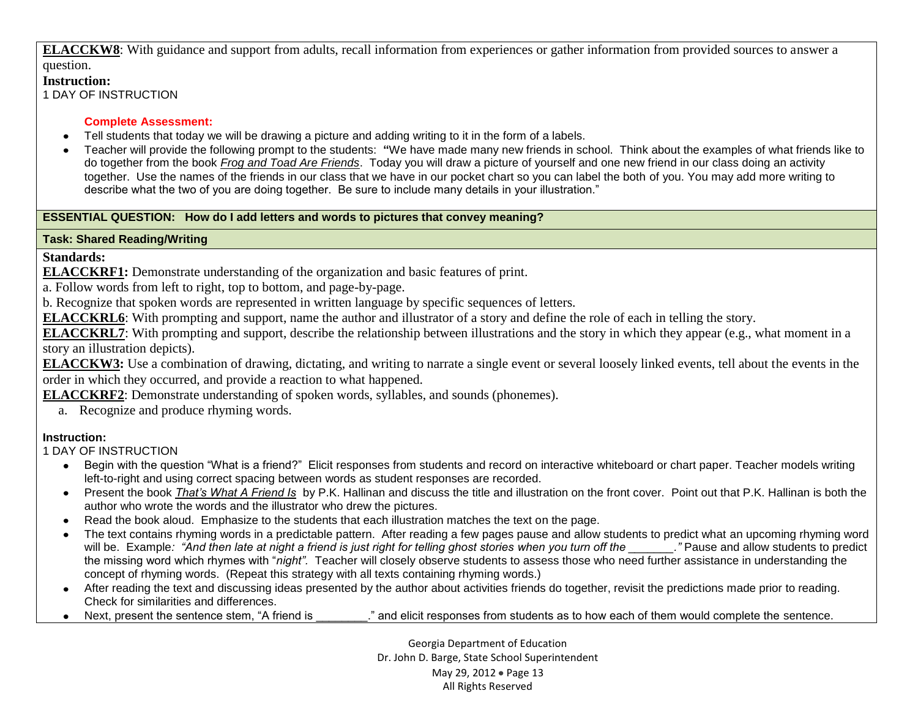**ELACCKW8**: With guidance and support from adults, recall information from experiences or gather information from provided sources to answer a question.

**Instruction:**

1 DAY OF INSTRUCTION

**Complete Assessment:**

- Tell students that today we will be drawing a picture and adding writing to it in the form of a labels.
- Teacher will provide the following prompt to the students: **"**We have made many new friends in school. Think about the examples of what friends like to do together from the book *Frog and Toad Are Friends*. Today you will draw a picture of yourself and one new friend in our class doing an activity together. Use the names of the friends in our class that we have in our pocket chart so you can label the both of you. You may add more writing to describe what the two of you are doing together. Be sure to include many details in your illustration."

**ESSENTIAL QUESTION: How do I add letters and words to pictures that convey meaning?**

**Task: Shared Reading/Writing**

**Standards:**

**ELACCKRF1:** Demonstrate understanding of the organization and basic features of print.

a. Follow words from left to right, top to bottom, and page-by-page.

b. Recognize that spoken words are represented in written language by specific sequences of letters.

**ELACCKRL6**: With prompting and support, name the author and illustrator of a story and define the role of each in telling the story.

**ELACCKRL7**: With prompting and support, describe the relationship between illustrations and the story in which they appear (e.g., what moment in a story an illustration depicts).

**ELACCKW3:** Use a combination of drawing, dictating, and writing to narrate a single event or several loosely linked events, tell about the events in the order in which they occurred, and provide a reaction to what happened.

**ELACCKRF2**: Demonstrate understanding of spoken words, syllables, and sounds (phonemes).

a. Recognize and produce rhyming words.

**Instruction:**

1 DAY OF INSTRUCTION

- Begin with the question "What is a friend?" Elicit responses from students and record on interactive whiteboard or chart paper. Teacher models writing left-to-right and using correct spacing between words as student responses are recorded.
- Present the book *That's What A Friend Is* by P.K. Hallinan and discuss the title and illustration on the front cover. Point out that P.K. Hallinan is both the author who wrote the words and the illustrator who drew the pictures.
- Read the book aloud. Emphasize to the students that each illustration matches the text on the page.
- The text contains rhyming words in a predictable pattern. After reading a few pages pause and allow students to predict what an upcoming rhyming word will be. Example*: "And then late at night a friend is just right for telling ghost stories when you turn off the _______."* Pause and allow students to predict the missing word which rhymes with "*night".* Teacher will closely observe students to assess those who need further assistance in understanding the concept of rhyming words. (Repeat this strategy with all texts containing rhyming words.)
- After reading the text and discussing ideas presented by the author about activities friends do together, revisit the predictions made prior to reading. Check for similarities and differences.
- Next, present the sentence stem, "A friend is ________." and elicit responses from students as to how each of them would complete the sentence.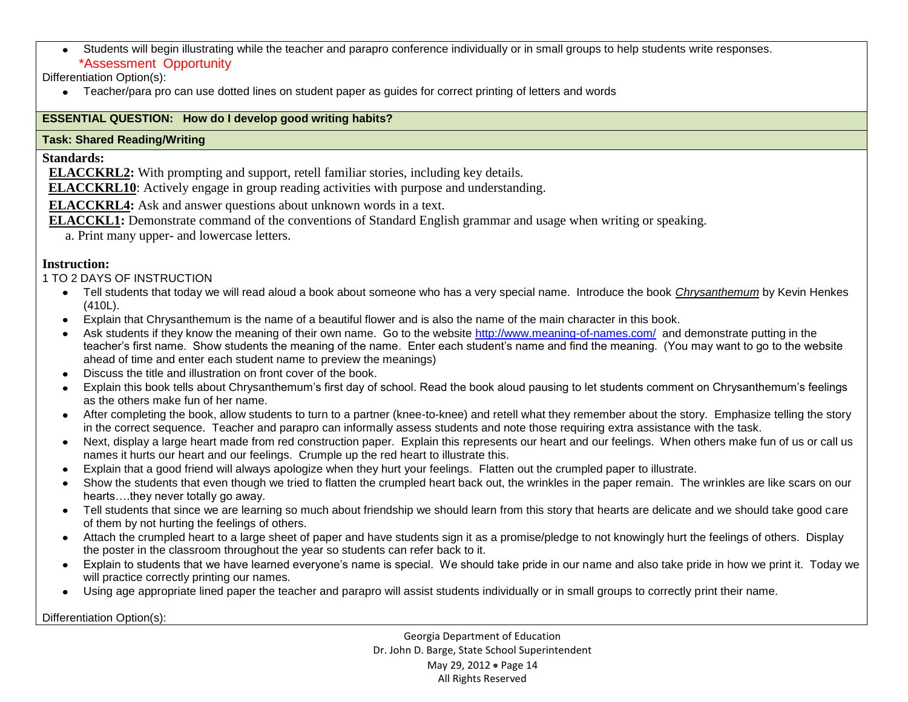- Students will begin illustrating while the teacher and parapro conference individually or in small groups to help students write responses.

  *Assessment Opportunity

Differentiation Option(s):

- Teacher/para pro can use dotted lines on student paper as guides for correct printing of letters and words

**ESSENTIAL QUESTION: How do I develop good writing habits?**

**Task: Shared Reading/Writing**

**Standards:**

**ELACCKRL2:** With prompting and support, retell familiar stories, including key details.

**ELACCKRL10**: Actively engage in group reading activities with purpose and understanding.

**ELACCKRL4:** Ask and answer questions about unknown words in a text.

**ELACCKL1:** Demonstrate command of the conventions of Standard English grammar and usage when writing or speaking.

a. Print many upper- and lowercase letters.

**Instruction:**

1 TO 2 DAYS OF INSTRUCTION

- Tell students that today we will read aloud a book about someone who has a very special name. Introduce the book *Chrysanthemum* by Kevin Henkes (410L).
- Explain that Chrysanthemum is the name of a beautiful flower and is also the name of the main character in this book.
- Ask students if they know the meaning of their own name. Go to the website http://www.meaning-of-names.com/ and demonstrate putting in the teacher's first name. Show students the meaning of the name. Enter each student's name and find the meaning. (You may want to go to the website ahead of time and enter each student name to preview the meanings)
- Discuss the title and illustration on front cover of the book.
- Explain this book tells about Chrysanthemum's first day of school. Read the book aloud pausing to let students comment on Chrysanthemum's feelings as the others make fun of her name.
- After completing the book, allow students to turn to a partner (knee-to-knee) and retell what they remember about the story. Emphasize telling the story in the correct sequence. Teacher and parapro can informally assess students and note those requiring extra assistance with the task.
- Next, display a large heart made from red construction paper. Explain this represents our heart and our feelings. When others make fun of us or call us names it hurts our heart and our feelings. Crumple up the red heart to illustrate this.
- Explain that a good friend will always apologize when they hurt your feelings. Flatten out the crumpled paper to illustrate.
- Show the students that even though we tried to flatten the crumpled heart back out, the wrinkles in the paper remain. The wrinkles are like scars on our hearts….they never totally go away.
- Tell students that since we are learning so much about friendship we should learn from this story that hearts are delicate and we should take good care of them by not hurting the feelings of others.
- Attach the crumpled heart to a large sheet of paper and have students sign it as a promise/pledge to not knowingly hurt the feelings of others. Display the poster in the classroom throughout the year so students can refer back to it.
- Explain to students that we have learned everyone's name is special. We should take pride in our name and also take pride in how we print it. Today we will practice correctly printing our names.
- Using age appropriate lined paper the teacher and parapro will assist students individually or in small groups to correctly print their name.

Differentiation Option(s):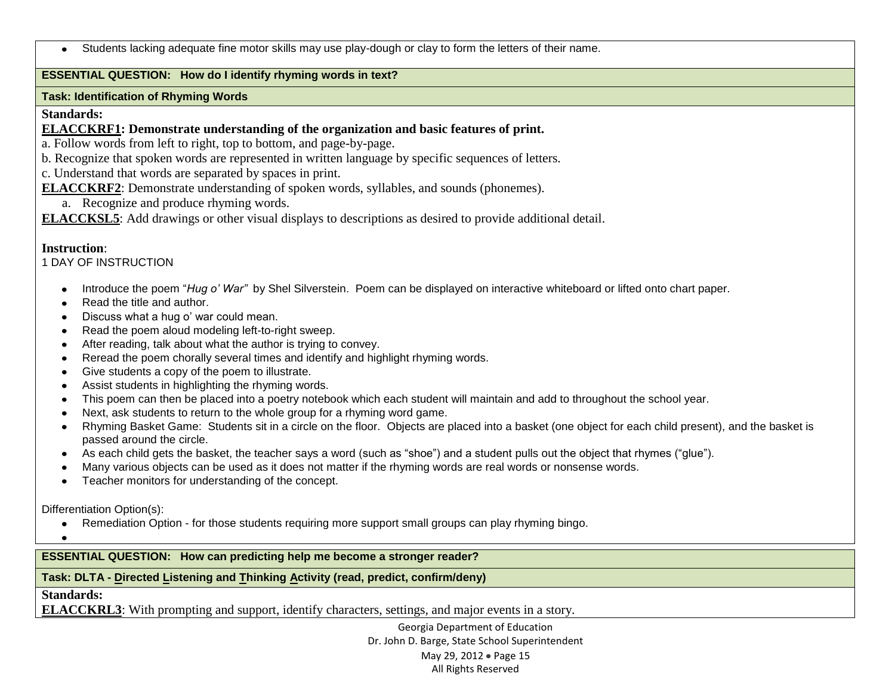- Students lacking adequate fine motor skills may use play-dough or clay to form the letters of their name.

**ESSENTIAL QUESTION: How do I identify rhyming words in text?**

**Task: Identification of Rhyming Words**

**Standards:**

**ELACCKRF1: Demonstrate understanding of the organization and basic features of print.**

a. Follow words from left to right, top to bottom, and page-by-page.

b. Recognize that spoken words are represented in written language by specific sequences of letters.

c. Understand that words are separated by spaces in print.

**ELACCKRF2**: Demonstrate understanding of spoken words, syllables, and sounds (phonemes).

a. Recognize and produce rhyming words.

**ELACCKSL5**: Add drawings or other visual displays to descriptions as desired to provide additional detail.

**Instruction**:

1 DAY OF INSTRUCTION

- Introduce the poem "*Hug o' War*" by Shel Silverstein. Poem can be displayed on interactive whiteboard or lifted onto chart paper.
- Read the title and author.
- Discuss what a hug o' war could mean.
- Read the poem aloud modeling left-to-right sweep.
- After reading, talk about what the author is trying to convey.
- Reread the poem chorally several times and identify and highlight rhyming words.
- Give students a copy of the poem to illustrate.
- Assist students in highlighting the rhyming words.
- This poem can then be placed into a poetry notebook which each student will maintain and add to throughout the school year.
- Next, ask students to return to the whole group for a rhyming word game.
- Rhyming Basket Game: Students sit in a circle on the floor. Objects are placed into a basket (one object for each child present), and the basket is passed around the circle.
- As each child gets the basket, the teacher says a word (such as "shoe") and a student pulls out the object that rhymes ("glue").
- Many various objects can be used as it does not matter if the rhyming words are real words or nonsense words.
- Teacher monitors for understanding of the concept.

Differentiation Option(s):

- Remediation Option - for those students requiring more support small groups can play rhyming bingo.
-

**ESSENTIAL QUESTION: How can predicting help me become a stronger reader?**

**Task: DLTA - Directed Listening and Thinking Activity (read, predict, confirm/deny)**

**Standards:**

**ELACCKRL3**: With prompting and support, identify characters, settings, and major events in a story.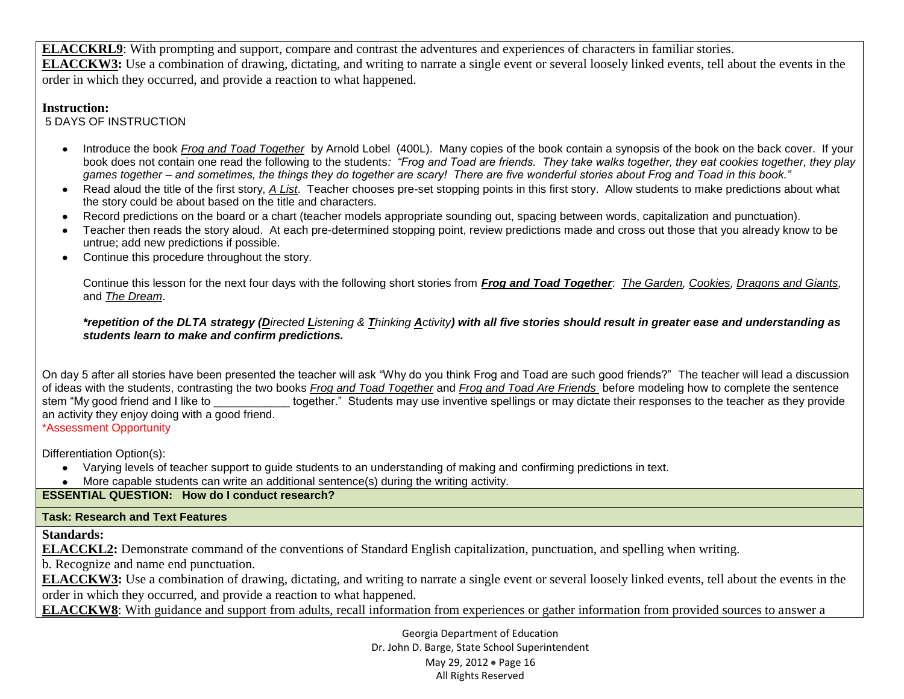**ELACCKRL9**: With prompting and support, compare and contrast the adventures and experiences of characters in familiar stories.
**ELACCKW3:** Use a combination of drawing, dictating, and writing to narrate a single event or several loosely linked events, tell about the events in the order in which they occurred, and provide a reaction to what happened.

**Instruction:**
5 DAYS OF INSTRUCTION

- Introduce the book *Frog and Toad Together* by Arnold Lobel (400L). Many copies of the book contain a synopsis of the book on the back cover. If your book does not contain one read the following to the students*: "Frog and Toad are friends. They take walks together, they eat cookies together, they play games together – and sometimes, the things they do together are scary! There are five wonderful stories about Frog and Toad in this book."*
- Read aloud the title of the first story, *A List*. Teacher chooses pre-set stopping points in this first story. Allow students to make predictions about what the story could be about based on the title and characters.
- Record predictions on the board or a chart (teacher models appropriate sounding out, spacing between words, capitalization and punctuation).
- Teacher then reads the story aloud. At each pre-determined stopping point, review predictions made and cross out those that you already know to be untrue; add new predictions if possible.
- Continue this procedure throughout the story.

  Continue this lesson for the next four days with the following short stories from ***Frog and Toad Together***: *The Garden, Cookies, Dragons and Giants,* and *The Dream*.

  ***\*repetition of the DLTA strategy (Directed Listening & Thinking Activity) with all five stories should result in greater ease and understanding as students learn to make and confirm predictions.***

On day 5 after all stories have been presented the teacher will ask "Why do you think Frog and Toad are such good friends?" The teacher will lead a discussion of ideas with the students, contrasting the two books *Frog and Toad Together* and *Frog and Toad Are Friends* before modeling how to complete the sentence stem "My good friend and I like to ____________ together." Students may use inventive spellings or may dictate their responses to the teacher as they provide an activity they enjoy doing with a good friend.
*Assessment Opportunity

Differentiation Option(s):
- Varying levels of teacher support to guide students to an understanding of making and confirming predictions in text.
- More capable students can write an additional sentence(s) during the writing activity.

**ESSENTIAL QUESTION: How do I conduct research?**

**Task: Research and Text Features**

**Standards:**
**ELACCKL2:** Demonstrate command of the conventions of Standard English capitalization, punctuation, and spelling when writing.
b. Recognize and name end punctuation.
**ELACCKW3:** Use a combination of drawing, dictating, and writing to narrate a single event or several loosely linked events, tell about the events in the order in which they occurred, and provide a reaction to what happened.
**ELACCKW8**: With guidance and support from adults, recall information from experiences or gather information from provided sources to answer a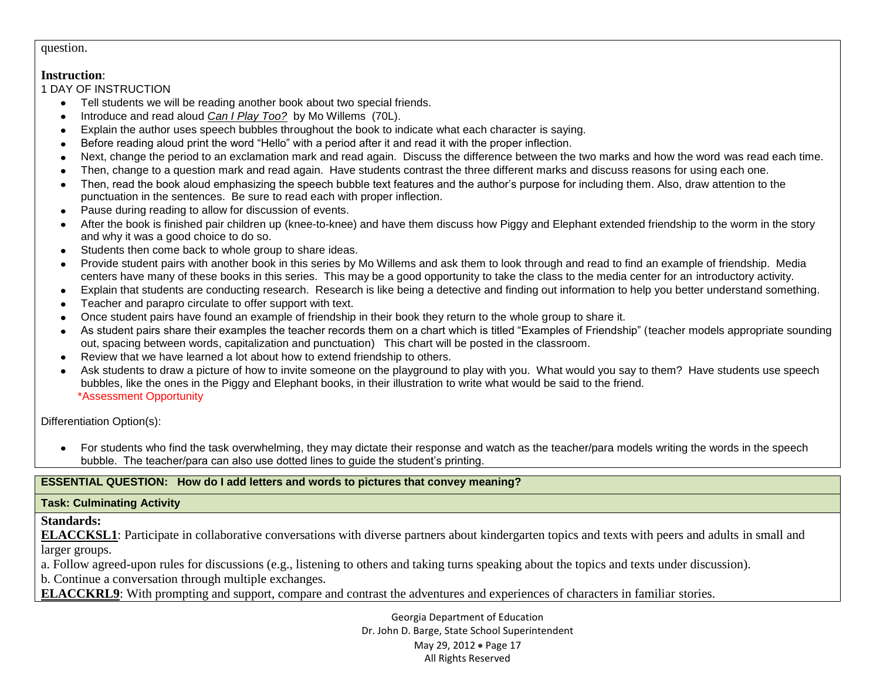question.

**Instruction**:

1 DAY OF INSTRUCTION

- Tell students we will be reading another book about two special friends.
- Introduce and read aloud *Can I Play Too?* by Mo Willems (70L).
- Explain the author uses speech bubbles throughout the book to indicate what each character is saying.
- Before reading aloud print the word "Hello" with a period after it and read it with the proper inflection.
- Next, change the period to an exclamation mark and read again. Discuss the difference between the two marks and how the word was read each time.
- Then, change to a question mark and read again. Have students contrast the three different marks and discuss reasons for using each one.
- Then, read the book aloud emphasizing the speech bubble text features and the author's purpose for including them. Also, draw attention to the punctuation in the sentences. Be sure to read each with proper inflection.
- Pause during reading to allow for discussion of events.
- After the book is finished pair children up (knee-to-knee) and have them discuss how Piggy and Elephant extended friendship to the worm in the story and why it was a good choice to do so.
- Students then come back to whole group to share ideas.
- Provide student pairs with another book in this series by Mo Willems and ask them to look through and read to find an example of friendship. Media centers have many of these books in this series. This may be a good opportunity to take the class to the media center for an introductory activity.
- Explain that students are conducting research. Research is like being a detective and finding out information to help you better understand something.
- Teacher and parapro circulate to offer support with text.
- Once student pairs have found an example of friendship in their book they return to the whole group to share it.
- As student pairs share their examples the teacher records them on a chart which is titled "Examples of Friendship" (teacher models appropriate sounding out, spacing between words, capitalization and punctuation) This chart will be posted in the classroom.
- Review that we have learned a lot about how to extend friendship to others.
- Ask students to draw a picture of how to invite someone on the playground to play with you. What would you say to them? Have students use speech bubbles, like the ones in the Piggy and Elephant books, in their illustration to write what would be said to the friend.
  *Assessment Opportunity

Differentiation Option(s):

- For students who find the task overwhelming, they may dictate their response and watch as the teacher/para models writing the words in the speech bubble. The teacher/para can also use dotted lines to guide the student's printing.

**ESSENTIAL QUESTION: How do I add letters and words to pictures that convey meaning?**

**Task: Culminating Activity**

**Standards:**

**ELACCKSL1**: Participate in collaborative conversations with diverse partners about kindergarten topics and texts with peers and adults in small and larger groups.

a. Follow agreed-upon rules for discussions (e.g., listening to others and taking turns speaking about the topics and texts under discussion).

b. Continue a conversation through multiple exchanges.

**ELACCKRL9**: With prompting and support, compare and contrast the adventures and experiences of characters in familiar stories.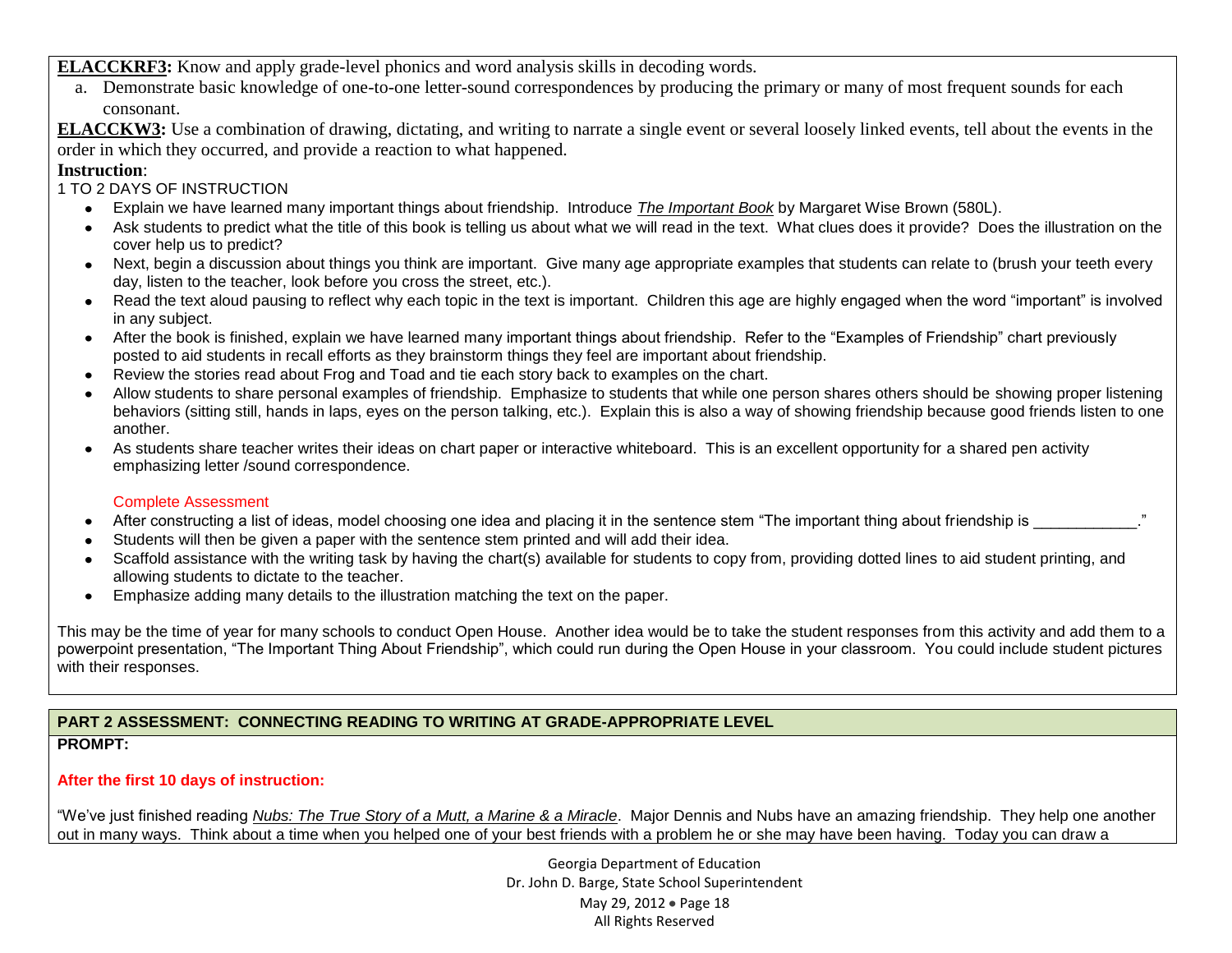**ELACCKRF3:** Know and apply grade-level phonics and word analysis skills in decoding words.

a. Demonstrate basic knowledge of one-to-one letter-sound correspondences by producing the primary or many of most frequent sounds for each consonant.

**ELACCKW3:** Use a combination of drawing, dictating, and writing to narrate a single event or several loosely linked events, tell about the events in the order in which they occurred, and provide a reaction to what happened.

**Instruction**:

1 TO 2 DAYS OF INSTRUCTION

- Explain we have learned many important things about friendship. Introduce *The Important Book* by Margaret Wise Brown (580L).
- Ask students to predict what the title of this book is telling us about what we will read in the text. What clues does it provide? Does the illustration on the cover help us to predict?
- Next, begin a discussion about things you think are important. Give many age appropriate examples that students can relate to (brush your teeth every day, listen to the teacher, look before you cross the street, etc.).
- Read the text aloud pausing to reflect why each topic in the text is important. Children this age are highly engaged when the word "important" is involved in any subject.
- After the book is finished, explain we have learned many important things about friendship. Refer to the "Examples of Friendship" chart previously posted to aid students in recall efforts as they brainstorm things they feel are important about friendship.
- Review the stories read about Frog and Toad and tie each story back to examples on the chart.
- Allow students to share personal examples of friendship. Emphasize to students that while one person shares others should be showing proper listening behaviors (sitting still, hands in laps, eyes on the person talking, etc.). Explain this is also a way of showing friendship because good friends listen to one another.
- As students share teacher writes their ideas on chart paper or interactive whiteboard. This is an excellent opportunity for a shared pen activity emphasizing letter /sound correspondence.

Complete Assessment

- After constructing a list of ideas, model choosing one idea and placing it in the sentence stem "The important thing about friendship is ____________."
- Students will then be given a paper with the sentence stem printed and will add their idea.
- Scaffold assistance with the writing task by having the chart(s) available for students to copy from, providing dotted lines to aid student printing, and allowing students to dictate to the teacher.
- Emphasize adding many details to the illustration matching the text on the paper.

This may be the time of year for many schools to conduct Open House. Another idea would be to take the student responses from this activity and add them to a powerpoint presentation, "The Important Thing About Friendship", which could run during the Open House in your classroom. You could include student pictures with their responses.

## PART 2 ASSESSMENT: CONNECTING READING TO WRITING AT GRADE-APPROPRIATE LEVEL

**PROMPT:**

**After the first 10 days of instruction:**

"We've just finished reading *Nubs: The True Story of a Mutt, a Marine & a Miracle*. Major Dennis and Nubs have an amazing friendship. They help one another out in many ways. Think about a time when you helped one of your best friends with a problem he or she may have been having. Today you can draw a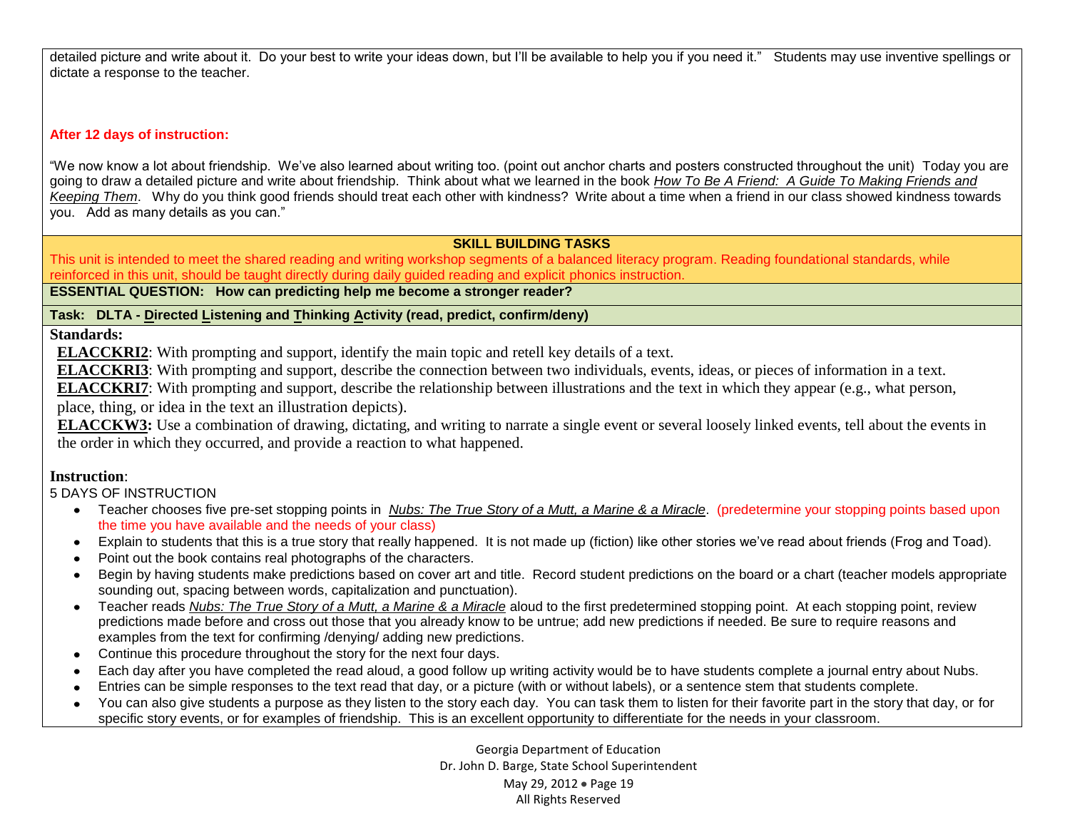detailed picture and write about it. Do your best to write your ideas down, but I'll be available to help you if you need it." Students may use inventive spellings or dictate a response to the teacher.

**After 12 days of instruction:**

"We now know a lot about friendship. We've also learned about writing too. (point out anchor charts and posters constructed throughout the unit) Today you are going to draw a detailed picture and write about friendship. Think about what we learned in the book *How To Be A Friend: A Guide To Making Friends and Keeping Them*. Why do you think good friends should treat each other with kindness? Write about a time when a friend in our class showed kindness towards you. Add as many details as you can."

## SKILL BUILDING TASKS

This unit is intended to meet the shared reading and writing workshop segments of a balanced literacy program. Reading foundational standards, while reinforced in this unit, should be taught directly during daily guided reading and explicit phonics instruction.

**ESSENTIAL QUESTION: How can predicting help me become a stronger reader?**

**Task: DLTA - Directed Listening and Thinking Activity (read, predict, confirm/deny)**

**Standards:**

**ELACCKRI2**: With prompting and support, identify the main topic and retell key details of a text.

**ELACCKRI3**: With prompting and support, describe the connection between two individuals, events, ideas, or pieces of information in a text.

**ELACCKRI7**: With prompting and support, describe the relationship between illustrations and the text in which they appear (e.g., what person, place, thing, or idea in the text an illustration depicts).

**ELACCKW3:** Use a combination of drawing, dictating, and writing to narrate a single event or several loosely linked events, tell about the events in the order in which they occurred, and provide a reaction to what happened.

**Instruction**:

5 DAYS OF INSTRUCTION

- Teacher chooses five pre-set stopping points in *Nubs: The True Story of a Mutt, a Marine & a Miracle*. (predetermine your stopping points based upon the time you have available and the needs of your class)
- Explain to students that this is a true story that really happened. It is not made up (fiction) like other stories we've read about friends (Frog and Toad).
- Point out the book contains real photographs of the characters.
- Begin by having students make predictions based on cover art and title. Record student predictions on the board or a chart (teacher models appropriate sounding out, spacing between words, capitalization and punctuation).
- Teacher reads *Nubs: The True Story of a Mutt, a Marine & a Miracle* aloud to the first predetermined stopping point. At each stopping point, review predictions made before and cross out those that you already know to be untrue; add new predictions if needed. Be sure to require reasons and examples from the text for confirming /denying/ adding new predictions.
- Continue this procedure throughout the story for the next four days.
- Each day after you have completed the read aloud, a good follow up writing activity would be to have students complete a journal entry about Nubs.
- Entries can be simple responses to the text read that day, or a picture (with or without labels), or a sentence stem that students complete.
- You can also give students a purpose as they listen to the story each day. You can task them to listen for their favorite part in the story that day, or for specific story events, or for examples of friendship. This is an excellent opportunity to differentiate for the needs in your classroom.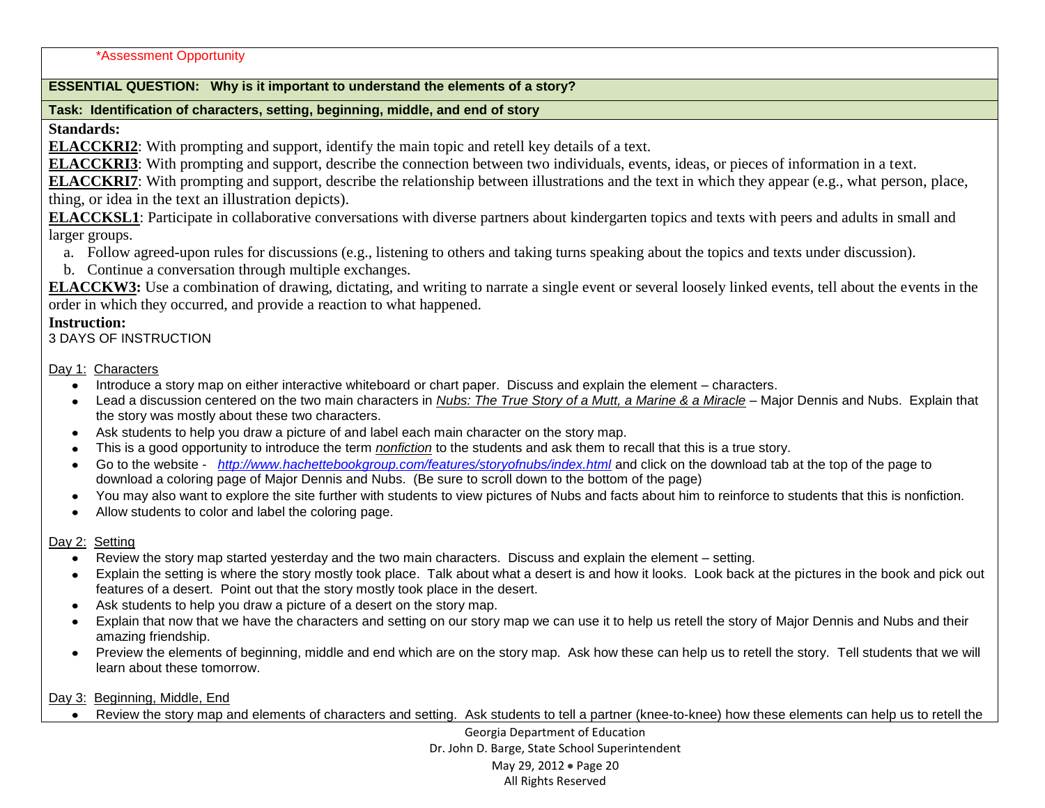*Assessment Opportunity

**ESSENTIAL QUESTION: Why is it important to understand the elements of a story?**

**Task: Identification of characters, setting, beginning, middle, and end of story**

**Standards:**

**ELACCKRI2**: With prompting and support, identify the main topic and retell key details of a text.

**ELACCKRI3**: With prompting and support, describe the connection between two individuals, events, ideas, or pieces of information in a text.

**ELACCKRI7**: With prompting and support, describe the relationship between illustrations and the text in which they appear (e.g., what person, place, thing, or idea in the text an illustration depicts).

**ELACCKSL1**: Participate in collaborative conversations with diverse partners about kindergarten topics and texts with peers and adults in small and larger groups.

a. Follow agreed-upon rules for discussions (e.g., listening to others and taking turns speaking about the topics and texts under discussion).
b. Continue a conversation through multiple exchanges.

**ELACCKW3:** Use a combination of drawing, dictating, and writing to narrate a single event or several loosely linked events, tell about the events in the order in which they occurred, and provide a reaction to what happened.

**Instruction:**

3 DAYS OF INSTRUCTION

Day 1: Characters

- Introduce a story map on either interactive whiteboard or chart paper. Discuss and explain the element – characters.
- Lead a discussion centered on the two main characters in *Nubs: The True Story of a Mutt, a Marine & a Miracle* – Major Dennis and Nubs. Explain that the story was mostly about these two characters.
- Ask students to help you draw a picture of and label each main character on the story map.
- This is a good opportunity to introduce the term *nonfiction* to the students and ask them to recall that this is a true story.
- Go to the website - *http://www.hachettebookgroup.com/features/storyofnubs/index.html* and click on the download tab at the top of the page to download a coloring page of Major Dennis and Nubs. (Be sure to scroll down to the bottom of the page)
- You may also want to explore the site further with students to view pictures of Nubs and facts about him to reinforce to students that this is nonfiction.
- Allow students to color and label the coloring page.

Day 2: Setting

- Review the story map started yesterday and the two main characters. Discuss and explain the element – setting.
- Explain the setting is where the story mostly took place. Talk about what a desert is and how it looks. Look back at the pictures in the book and pick out features of a desert. Point out that the story mostly took place in the desert.
- Ask students to help you draw a picture of a desert on the story map.
- Explain that now that we have the characters and setting on our story map we can use it to help us retell the story of Major Dennis and Nubs and their amazing friendship.
- Preview the elements of beginning, middle and end which are on the story map. Ask how these can help us to retell the story. Tell students that we will learn about these tomorrow.

Day 3: Beginning, Middle, End

- Review the story map and elements of characters and setting. Ask students to tell a partner (knee-to-knee) how these elements can help us to retell the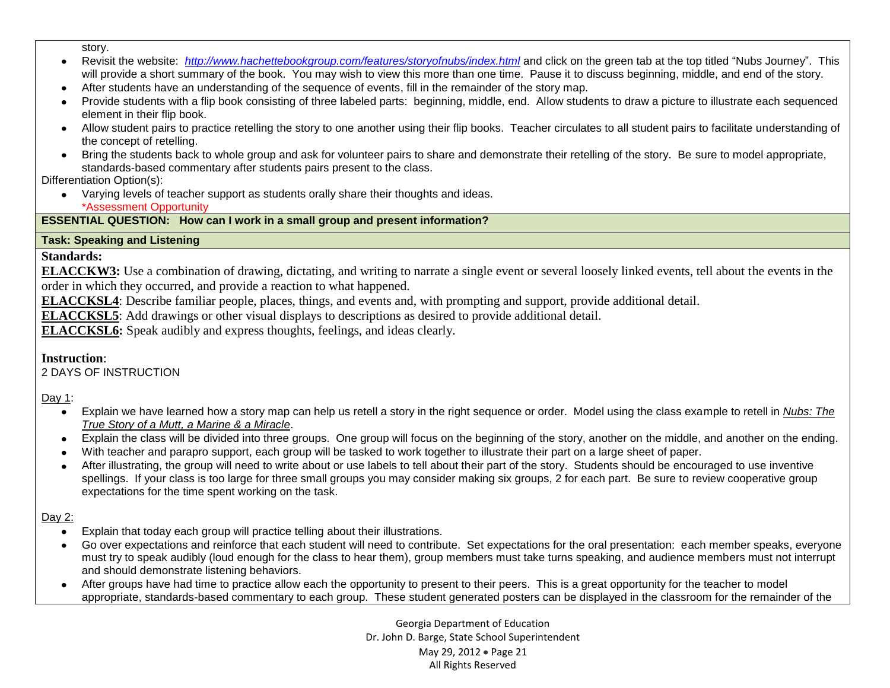story.

- Revisit the website: *http://www.hachettebookgroup.com/features/storyofnubs/index.html* and click on the green tab at the top titled "Nubs Journey". This will provide a short summary of the book. You may wish to view this more than one time. Pause it to discuss beginning, middle, and end of the story.
- After students have an understanding of the sequence of events, fill in the remainder of the story map.
- Provide students with a flip book consisting of three labeled parts: beginning, middle, end. Allow students to draw a picture to illustrate each sequenced element in their flip book.
- Allow student pairs to practice retelling the story to one another using their flip books. Teacher circulates to all student pairs to facilitate understanding of the concept of retelling.
- Bring the students back to whole group and ask for volunteer pairs to share and demonstrate their retelling of the story. Be sure to model appropriate, standards-based commentary after students pairs present to the class.

Differentiation Option(s):

- Varying levels of teacher support as students orally share their thoughts and ideas.
  *Assessment Opportunity

**ESSENTIAL QUESTION: How can I work in a small group and present information?**

**Task: Speaking and Listening**

**Standards:**

**ELACCKW3:** Use a combination of drawing, dictating, and writing to narrate a single event or several loosely linked events, tell about the events in the order in which they occurred, and provide a reaction to what happened.

**ELACCKSL4**: Describe familiar people, places, things, and events and, with prompting and support, provide additional detail.

**ELACCKSL5**: Add drawings or other visual displays to descriptions as desired to provide additional detail.

**ELACCKSL6:** Speak audibly and express thoughts, feelings, and ideas clearly.

**Instruction**:

2 DAYS OF INSTRUCTION

Day 1:

- Explain we have learned how a story map can help us retell a story in the right sequence or order. Model using the class example to retell in *Nubs: The True Story of a Mutt, a Marine & a Miracle*.
- Explain the class will be divided into three groups. One group will focus on the beginning of the story, another on the middle, and another on the ending.
- With teacher and parapro support, each group will be tasked to work together to illustrate their part on a large sheet of paper.
- After illustrating, the group will need to write about or use labels to tell about their part of the story. Students should be encouraged to use inventive spellings. If your class is too large for three small groups you may consider making six groups, 2 for each part. Be sure to review cooperative group expectations for the time spent working on the task.

Day 2:

- Explain that today each group will practice telling about their illustrations.
- Go over expectations and reinforce that each student will need to contribute. Set expectations for the oral presentation: each member speaks, everyone must try to speak audibly (loud enough for the class to hear them), group members must take turns speaking, and audience members must not interrupt and should demonstrate listening behaviors.
- After groups have had time to practice allow each the opportunity to present to their peers. This is a great opportunity for the teacher to model appropriate, standards-based commentary to each group. These student generated posters can be displayed in the classroom for the remainder of the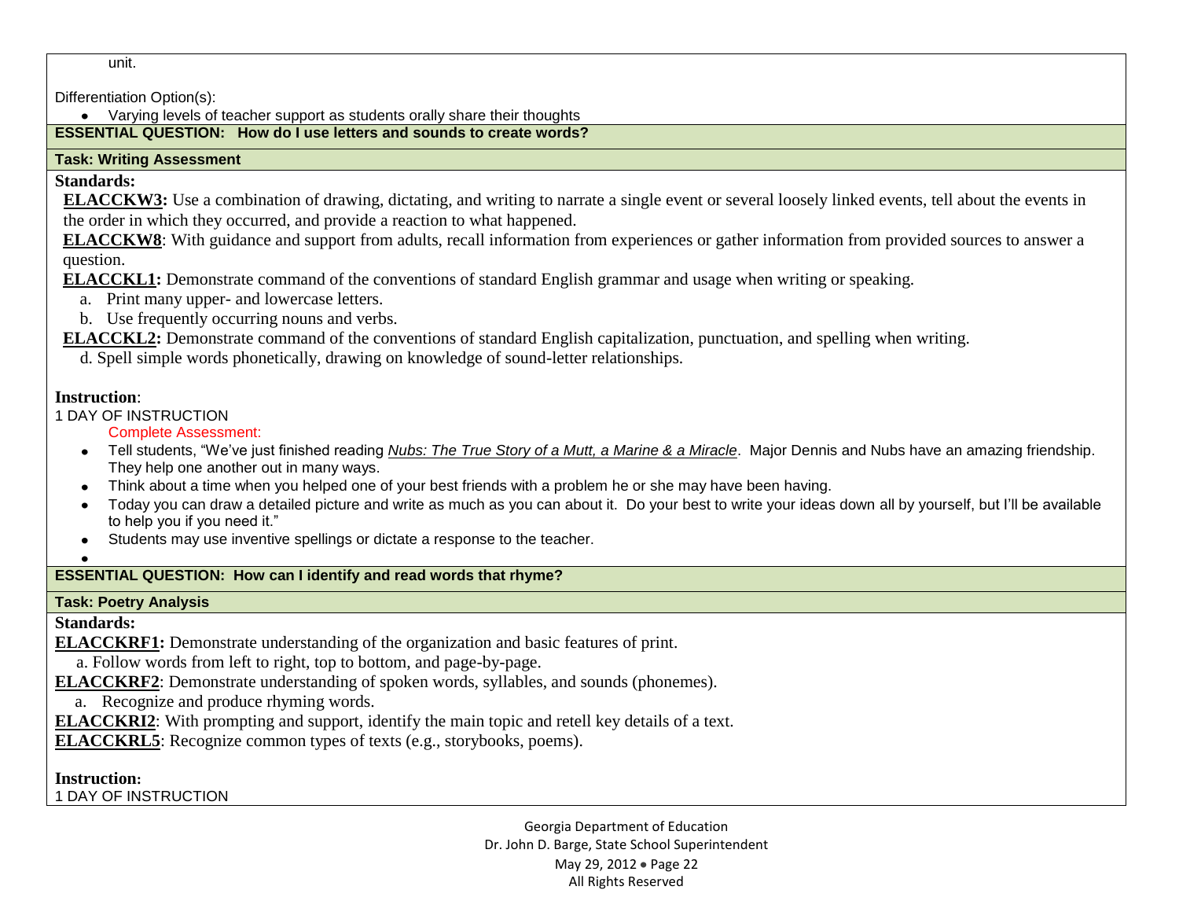unit.

Differentiation Option(s):

- Varying levels of teacher support as students orally share their thoughts

**ESSENTIAL QUESTION: How do I use letters and sounds to create words?**

**Task: Writing Assessment**

**Standards:**

**ELACCKW3:** Use a combination of drawing, dictating, and writing to narrate a single event or several loosely linked events, tell about the events in the order in which they occurred, and provide a reaction to what happened.

**ELACCKW8**: With guidance and support from adults, recall information from experiences or gather information from provided sources to answer a question.

**ELACCKL1:** Demonstrate command of the conventions of standard English grammar and usage when writing or speaking.

a. Print many upper- and lowercase letters.

b. Use frequently occurring nouns and verbs.

**ELACCKL2:** Demonstrate command of the conventions of standard English capitalization, punctuation, and spelling when writing.

d. Spell simple words phonetically, drawing on knowledge of sound-letter relationships.

**Instruction**:

1 DAY OF INSTRUCTION

Complete Assessment:

- Tell students, "We've just finished reading *Nubs: The True Story of a Mutt, a Marine & a Miracle*. Major Dennis and Nubs have an amazing friendship. They help one another out in many ways.
- Think about a time when you helped one of your best friends with a problem he or she may have been having.
- Today you can draw a detailed picture and write as much as you can about it. Do your best to write your ideas down all by yourself, but I'll be available to help you if you need it."
- Students may use inventive spellings or dictate a response to the teacher.

**ESSENTIAL QUESTION: How can I identify and read words that rhyme?**

**Task: Poetry Analysis**

**Standards:**

**ELACCKRF1:** Demonstrate understanding of the organization and basic features of print.

a. Follow words from left to right, top to bottom, and page-by-page.

**ELACCKRF2**: Demonstrate understanding of spoken words, syllables, and sounds (phonemes).

a. Recognize and produce rhyming words.

**ELACCKRI2**: With prompting and support, identify the main topic and retell key details of a text.

**ELACCKRL5**: Recognize common types of texts (e.g., storybooks, poems).

**Instruction:**

1 DAY OF INSTRUCTION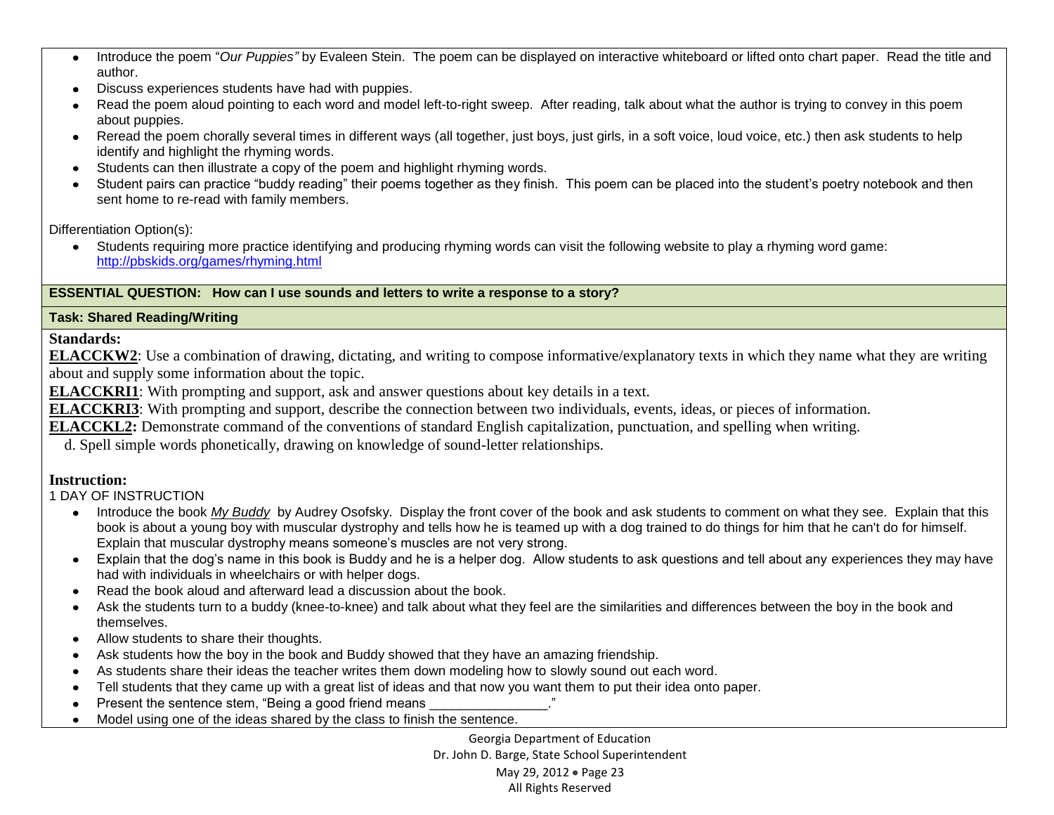- Introduce the poem "*Our Puppies"* by Evaleen Stein. The poem can be displayed on interactive whiteboard or lifted onto chart paper. Read the title and author.
- Discuss experiences students have had with puppies.
- Read the poem aloud pointing to each word and model left-to-right sweep. After reading, talk about what the author is trying to convey in this poem about puppies.
- Reread the poem chorally several times in different ways (all together, just boys, just girls, in a soft voice, loud voice, etc.) then ask students to help identify and highlight the rhyming words.
- Students can then illustrate a copy of the poem and highlight rhyming words.
- Student pairs can practice "buddy reading" their poems together as they finish. This poem can be placed into the student's poetry notebook and then sent home to re-read with family members.

Differentiation Option(s):

- Students requiring more practice identifying and producing rhyming words can visit the following website to play a rhyming word game: http://pbskids.org/games/rhyming.html

**ESSENTIAL QUESTION: How can I use sounds and letters to write a response to a story?**

**Task: Shared Reading/Writing**

**Standards:**

**ELACCKW2**: Use a combination of drawing, dictating, and writing to compose informative/explanatory texts in which they name what they are writing about and supply some information about the topic.

**ELACCKRI1**: With prompting and support, ask and answer questions about key details in a text.

**ELACCKRI3**: With prompting and support, describe the connection between two individuals, events, ideas, or pieces of information.

**ELACCKL2:** Demonstrate command of the conventions of standard English capitalization, punctuation, and spelling when writing.

d. Spell simple words phonetically, drawing on knowledge of sound-letter relationships.

**Instruction:**

1 DAY OF INSTRUCTION

- Introduce the book *My Buddy* by Audrey Osofsky. Display the front cover of the book and ask students to comment on what they see. Explain that this book is about a young boy with muscular dystrophy and tells how he is teamed up with a dog trained to do things for him that he can't do for himself. Explain that muscular dystrophy means someone's muscles are not very strong.
- Explain that the dog's name in this book is Buddy and he is a helper dog. Allow students to ask questions and tell about any experiences they may have had with individuals in wheelchairs or with helper dogs.
- Read the book aloud and afterward lead a discussion about the book.
- Ask the students turn to a buddy (knee-to-knee) and talk about what they feel are the similarities and differences between the boy in the book and themselves.
- Allow students to share their thoughts.
- Ask students how the boy in the book and Buddy showed that they have an amazing friendship.
- As students share their ideas the teacher writes them down modeling how to slowly sound out each word.
- Tell students that they came up with a great list of ideas and that now you want them to put their idea onto paper.
- Present the sentence stem, "Being a good friend means ________________."
- Model using one of the ideas shared by the class to finish the sentence.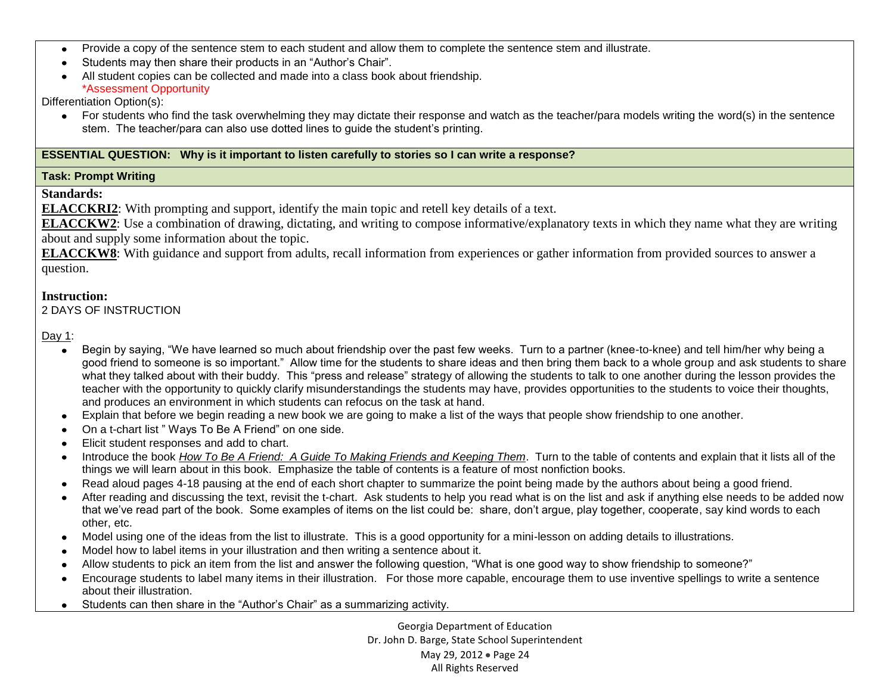- Provide a copy of the sentence stem to each student and allow them to complete the sentence stem and illustrate.
- Students may then share their products in an "Author's Chair".
- All student copies can be collected and made into a class book about friendship.
  *Assessment Opportunity

Differentiation Option(s):

- For students who find the task overwhelming they may dictate their response and watch as the teacher/para models writing the word(s) in the sentence stem. The teacher/para can also use dotted lines to guide the student's printing.

**ESSENTIAL QUESTION: Why is it important to listen carefully to stories so I can write a response?**

**Task: Prompt Writing**

**Standards:**

**ELACCKRI2**: With prompting and support, identify the main topic and retell key details of a text.

**ELACCKW2**: Use a combination of drawing, dictating, and writing to compose informative/explanatory texts in which they name what they are writing about and supply some information about the topic.

**ELACCKW8**: With guidance and support from adults, recall information from experiences or gather information from provided sources to answer a question.

**Instruction:**

2 DAYS OF INSTRUCTION

Day 1:

- Begin by saying, "We have learned so much about friendship over the past few weeks. Turn to a partner (knee-to-knee) and tell him/her why being a good friend to someone is so important." Allow time for the students to share ideas and then bring them back to a whole group and ask students to share what they talked about with their buddy. This "press and release" strategy of allowing the students to talk to one another during the lesson provides the teacher with the opportunity to quickly clarify misunderstandings the students may have, provides opportunities to the students to voice their thoughts, and produces an environment in which students can refocus on the task at hand.
- Explain that before we begin reading a new book we are going to make a list of the ways that people show friendship to one another.
- On a t-chart list " Ways To Be A Friend" on one side.
- Elicit student responses and add to chart.
- Introduce the book *How To Be A Friend: A Guide To Making Friends and Keeping Them*. Turn to the table of contents and explain that it lists all of the things we will learn about in this book. Emphasize the table of contents is a feature of most nonfiction books.
- Read aloud pages 4-18 pausing at the end of each short chapter to summarize the point being made by the authors about being a good friend.
- After reading and discussing the text, revisit the t-chart. Ask students to help you read what is on the list and ask if anything else needs to be added now that we've read part of the book. Some examples of items on the list could be: share, don't argue, play together, cooperate, say kind words to each other, etc.
- Model using one of the ideas from the list to illustrate. This is a good opportunity for a mini-lesson on adding details to illustrations.
- Model how to label items in your illustration and then writing a sentence about it.
- Allow students to pick an item from the list and answer the following question, "What is one good way to show friendship to someone?"
- Encourage students to label many items in their illustration. For those more capable, encourage them to use inventive spellings to write a sentence about their illustration.
- Students can then share in the "Author's Chair" as a summarizing activity.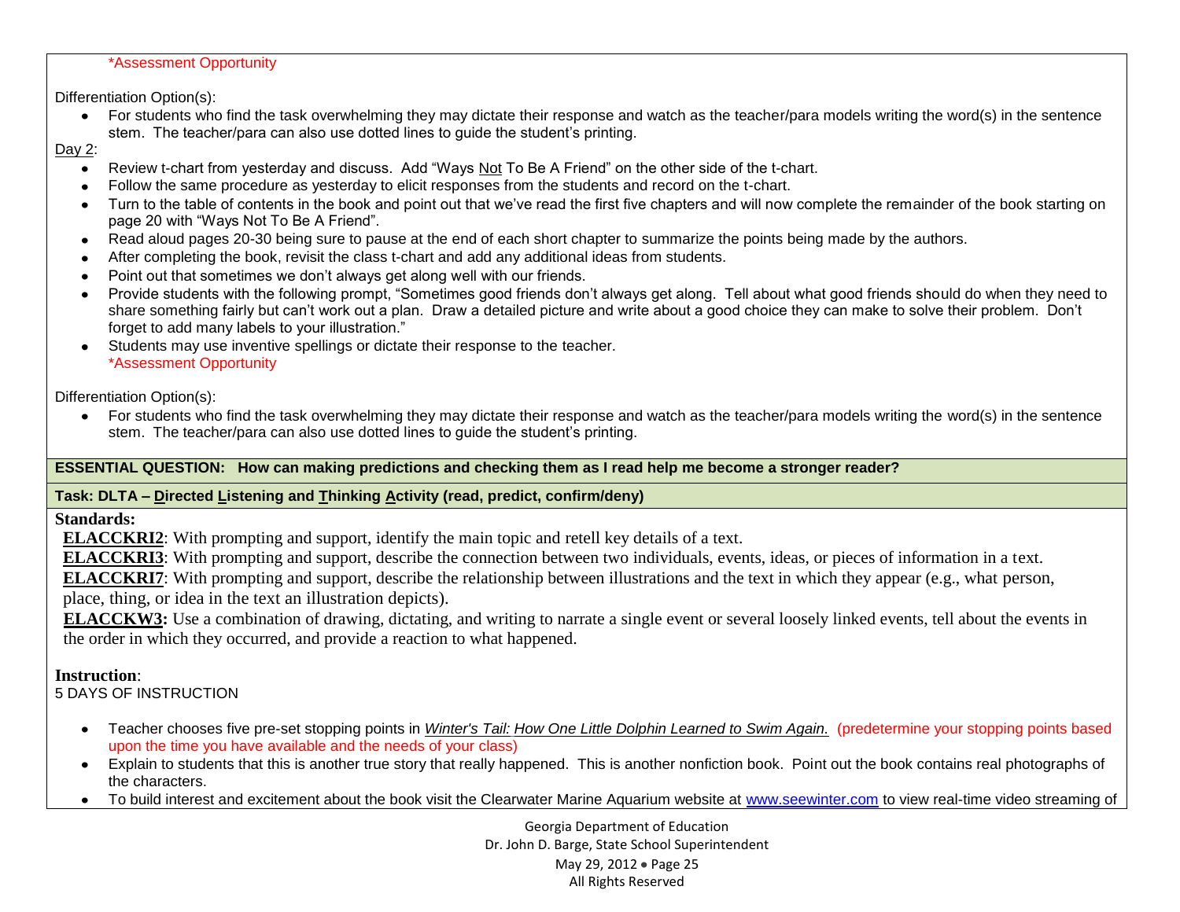*Assessment Opportunity

Differentiation Option(s):

- For students who find the task overwhelming they may dictate their response and watch as the teacher/para models writing the word(s) in the sentence stem. The teacher/para can also use dotted lines to guide the student's printing.

Day 2:

- Review t-chart from yesterday and discuss. Add "Ways Not To Be A Friend" on the other side of the t-chart.
- Follow the same procedure as yesterday to elicit responses from the students and record on the t-chart.
- Turn to the table of contents in the book and point out that we've read the first five chapters and will now complete the remainder of the book starting on page 20 with "Ways Not To Be A Friend".
- Read aloud pages 20-30 being sure to pause at the end of each short chapter to summarize the points being made by the authors.
- After completing the book, revisit the class t-chart and add any additional ideas from students.
- Point out that sometimes we don't always get along well with our friends.
- Provide students with the following prompt, "Sometimes good friends don't always get along. Tell about what good friends should do when they need to share something fairly but can't work out a plan. Draw a detailed picture and write about a good choice they can make to solve their problem. Don't forget to add many labels to your illustration."
- Students may use inventive spellings or dictate their response to the teacher.
  *Assessment Opportunity

Differentiation Option(s):

- For students who find the task overwhelming they may dictate their response and watch as the teacher/para models writing the word(s) in the sentence stem. The teacher/para can also use dotted lines to guide the student's printing.

**ESSENTIAL QUESTION: How can making predictions and checking them as I read help me become a stronger reader?**

**Task: DLTA – Directed Listening and Thinking Activity (read, predict, confirm/deny)**

**Standards:**

**ELACCKRI2**: With prompting and support, identify the main topic and retell key details of a text.
**ELACCKRI3**: With prompting and support, describe the connection between two individuals, events, ideas, or pieces of information in a text.
**ELACCKRI7**: With prompting and support, describe the relationship between illustrations and the text in which they appear (e.g., what person, place, thing, or idea in the text an illustration depicts).
**ELACCKW3:** Use a combination of drawing, dictating, and writing to narrate a single event or several loosely linked events, tell about the events in the order in which they occurred, and provide a reaction to what happened.

**Instruction**:
5 DAYS OF INSTRUCTION

- Teacher chooses five pre-set stopping points in *Winter's Tail: How One Little Dolphin Learned to Swim Again.* (predetermine your stopping points based upon the time you have available and the needs of your class)
- Explain to students that this is another true story that really happened. This is another nonfiction book. Point out the book contains real photographs of the characters.
- To build interest and excitement about the book visit the Clearwater Marine Aquarium website at www.seewinter.com to view real-time video streaming of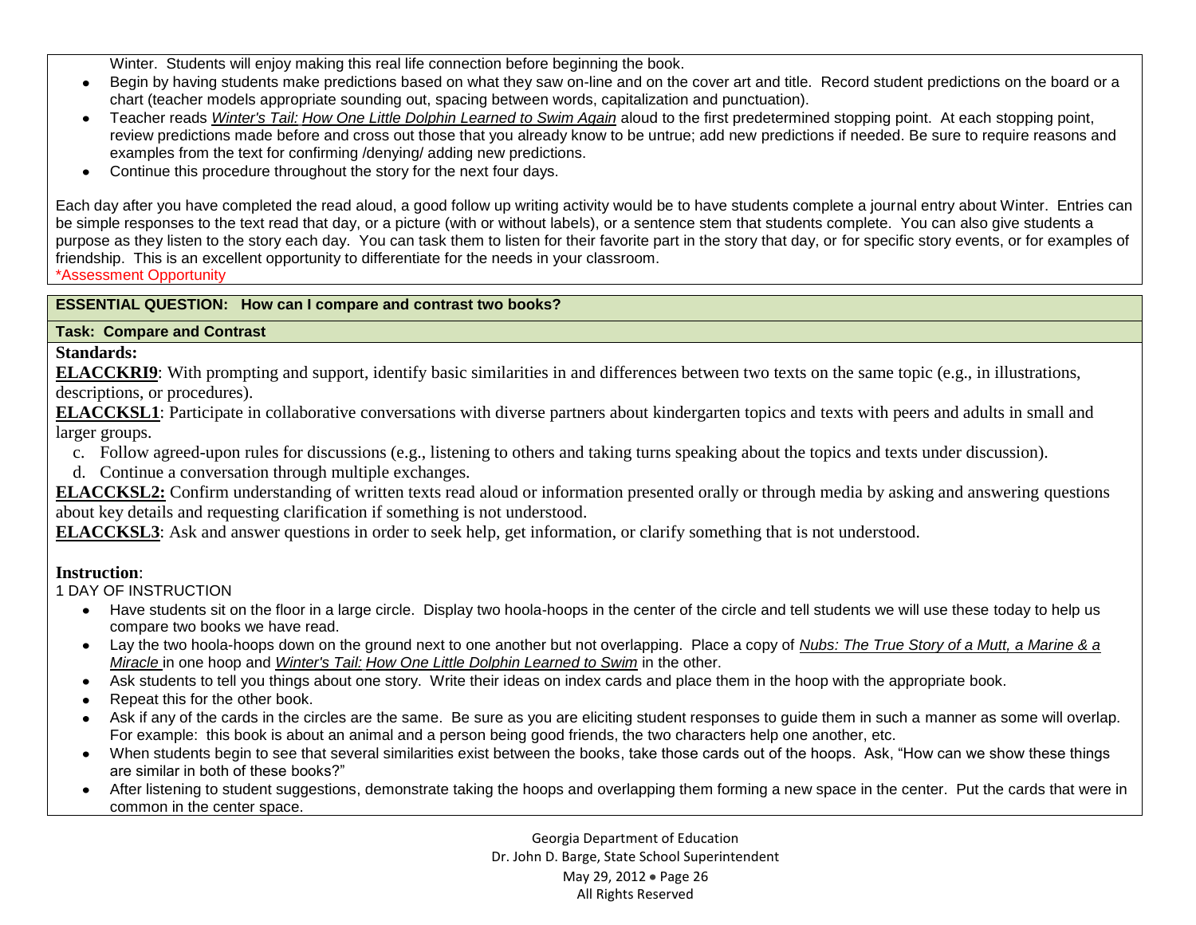Winter. Students will enjoy making this real life connection before beginning the book.

- Begin by having students make predictions based on what they saw on-line and on the cover art and title. Record student predictions on the board or a chart (teacher models appropriate sounding out, spacing between words, capitalization and punctuation).
- Teacher reads *Winter's Tail: How One Little Dolphin Learned to Swim Again* aloud to the first predetermined stopping point. At each stopping point, review predictions made before and cross out those that you already know to be untrue; add new predictions if needed. Be sure to require reasons and examples from the text for confirming /denying/ adding new predictions.
- Continue this procedure throughout the story for the next four days.

Each day after you have completed the read aloud, a good follow up writing activity would be to have students complete a journal entry about Winter. Entries can be simple responses to the text read that day, or a picture (with or without labels), or a sentence stem that students complete. You can also give students a purpose as they listen to the story each day. You can task them to listen for their favorite part in the story that day, or for specific story events, or for examples of friendship. This is an excellent opportunity to differentiate for the needs in your classroom.
*Assessment Opportunity

**ESSENTIAL QUESTION: How can I compare and contrast two books?**

**Task: Compare and Contrast**

**Standards:**

**ELACCKRI9**: With prompting and support, identify basic similarities in and differences between two texts on the same topic (e.g., in illustrations, descriptions, or procedures).

**ELACCKSL1**: Participate in collaborative conversations with diverse partners about kindergarten topics and texts with peers and adults in small and larger groups.

c. Follow agreed-upon rules for discussions (e.g., listening to others and taking turns speaking about the topics and texts under discussion).
d. Continue a conversation through multiple exchanges.

**ELACCKSL2:** Confirm understanding of written texts read aloud or information presented orally or through media by asking and answering questions about key details and requesting clarification if something is not understood.

**ELACCKSL3**: Ask and answer questions in order to seek help, get information, or clarify something that is not understood.

**Instruction**:
1 DAY OF INSTRUCTION

- Have students sit on the floor in a large circle. Display two hoola-hoops in the center of the circle and tell students we will use these today to help us compare two books we have read.
- Lay the two hoola-hoops down on the ground next to one another but not overlapping. Place a copy of *Nubs: The True Story of a Mutt, a Marine & a Miracle* in one hoop and *Winter's Tail: How One Little Dolphin Learned to Swim* in the other.
- Ask students to tell you things about one story. Write their ideas on index cards and place them in the hoop with the appropriate book.
- Repeat this for the other book.
- Ask if any of the cards in the circles are the same. Be sure as you are eliciting student responses to guide them in such a manner as some will overlap. For example: this book is about an animal and a person being good friends, the two characters help one another, etc.
- When students begin to see that several similarities exist between the books, take those cards out of the hoops. Ask, "How can we show these things are similar in both of these books?"
- After listening to student suggestions, demonstrate taking the hoops and overlapping them forming a new space in the center. Put the cards that were in common in the center space.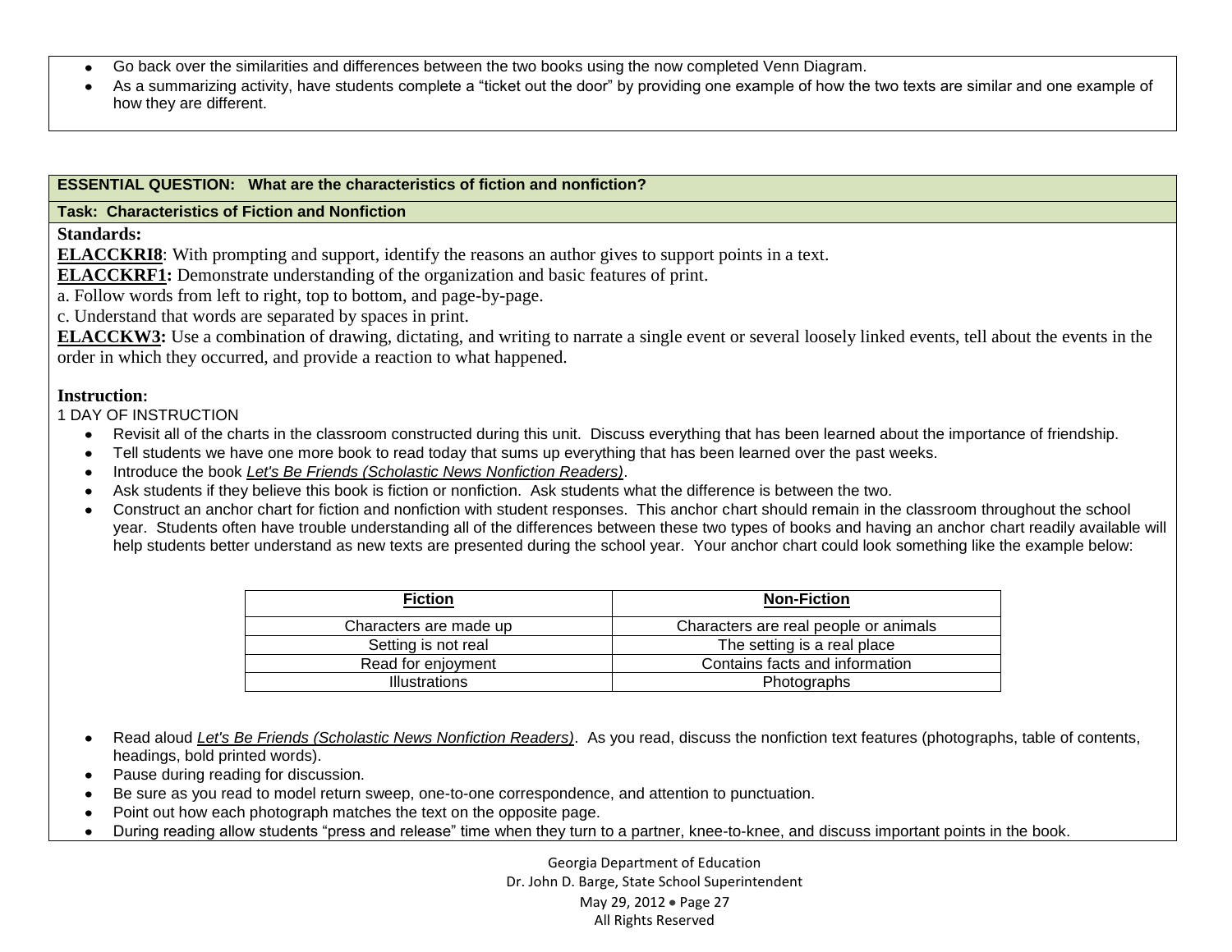- Go back over the similarities and differences between the two books using the now completed Venn Diagram.
- As a summarizing activity, have students complete a "ticket out the door" by providing one example of how the two texts are similar and one example of how they are different.

**ESSENTIAL QUESTION: What are the characteristics of fiction and nonfiction?**

**Task: Characteristics of Fiction and Nonfiction**

**Standards:**

**ELACCKRI8**: With prompting and support, identify the reasons an author gives to support points in a text.

**ELACCKRF1:** Demonstrate understanding of the organization and basic features of print.

a. Follow words from left to right, top to bottom, and page-by-page.

c. Understand that words are separated by spaces in print.

**ELACCKW3:** Use a combination of drawing, dictating, and writing to narrate a single event or several loosely linked events, tell about the events in the order in which they occurred, and provide a reaction to what happened.

**Instruction:**

1 DAY OF INSTRUCTION

- Revisit all of the charts in the classroom constructed during this unit. Discuss everything that has been learned about the importance of friendship.
- Tell students we have one more book to read today that sums up everything that has been learned over the past weeks.
- Introduce the book *Let's Be Friends (Scholastic News Nonfiction Readers)*.
- Ask students if they believe this book is fiction or nonfiction. Ask students what the difference is between the two.
- Construct an anchor chart for fiction and nonfiction with student responses. This anchor chart should remain in the classroom throughout the school year. Students often have trouble understanding all of the differences between these two types of books and having an anchor chart readily available will help students better understand as new texts are presented during the school year. Your anchor chart could look something like the example below:

| **Fiction** | **Non-Fiction** |
|---|---|
| Characters are made up | Characters are real people or animals |
| Setting is not real | The setting is a real place |
| Read for enjoyment | Contains facts and information |
| Illustrations | Photographs |

- Read aloud *Let's Be Friends (Scholastic News Nonfiction Readers)*. As you read, discuss the nonfiction text features (photographs, table of contents, headings, bold printed words).
- Pause during reading for discussion.
- Be sure as you read to model return sweep, one-to-one correspondence, and attention to punctuation.
- Point out how each photograph matches the text on the opposite page.
- During reading allow students "press and release" time when they turn to a partner, knee-to-knee, and discuss important points in the book.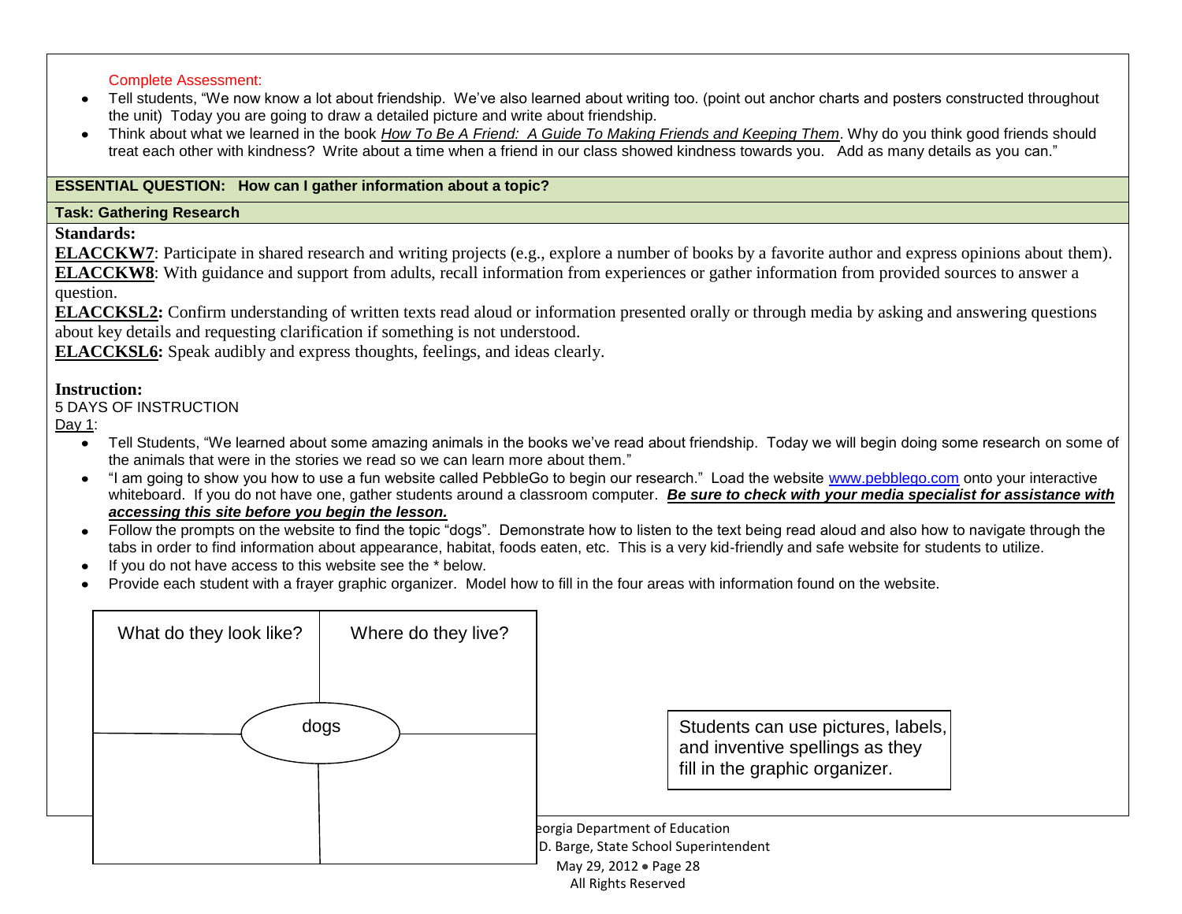Complete Assessment:

- Tell students, "We now know a lot about friendship. We've also learned about writing too. (point out anchor charts and posters constructed throughout the unit) Today you are going to draw a detailed picture and write about friendship.
- Think about what we learned in the book *How To Be A Friend: A Guide To Making Friends and Keeping Them*. Why do you think good friends should treat each other with kindness? Write about a time when a friend in our class showed kindness towards you. Add as many details as you can."

**ESSENTIAL QUESTION: How can I gather information about a topic?**

**Task: Gathering Research**

**Standards:**

**ELACCKW7**: Participate in shared research and writing projects (e.g., explore a number of books by a favorite author and express opinions about them).
**ELACCKW8**: With guidance and support from adults, recall information from experiences or gather information from provided sources to answer a question.
**ELACCKSL2:** Confirm understanding of written texts read aloud or information presented orally or through media by asking and answering questions about key details and requesting clarification if something is not understood.
**ELACCKSL6:** Speak audibly and express thoughts, feelings, and ideas clearly.

**Instruction:**

5 DAYS OF INSTRUCTION

Day 1:

- Tell Students, "We learned about some amazing animals in the books we've read about friendship. Today we will begin doing some research on some of the animals that were in the stories we read so we can learn more about them."
- "I am going to show you how to use a fun website called PebbleGo to begin our research." Load the website www.pebblego.com onto your interactive whiteboard. If you do not have one, gather students around a classroom computer. ***Be sure to check with your media specialist for assistance with accessing this site before you begin the lesson.***
- Follow the prompts on the website to find the topic "dogs". Demonstrate how to listen to the text being read aloud and also how to navigate through the tabs in order to find information about appearance, habitat, foods eaten, etc. This is a very kid-friendly and safe website for students to utilize.
- If you do not have access to this website see the * below.
- Provide each student with a frayer graphic organizer. Model how to fill in the four areas with information found on the website.

| What do they look like? | Where do they live? |
|---|---|
| dogs | |
| | |

Students can use pictures, labels, and inventive spellings as they fill in the graphic organizer.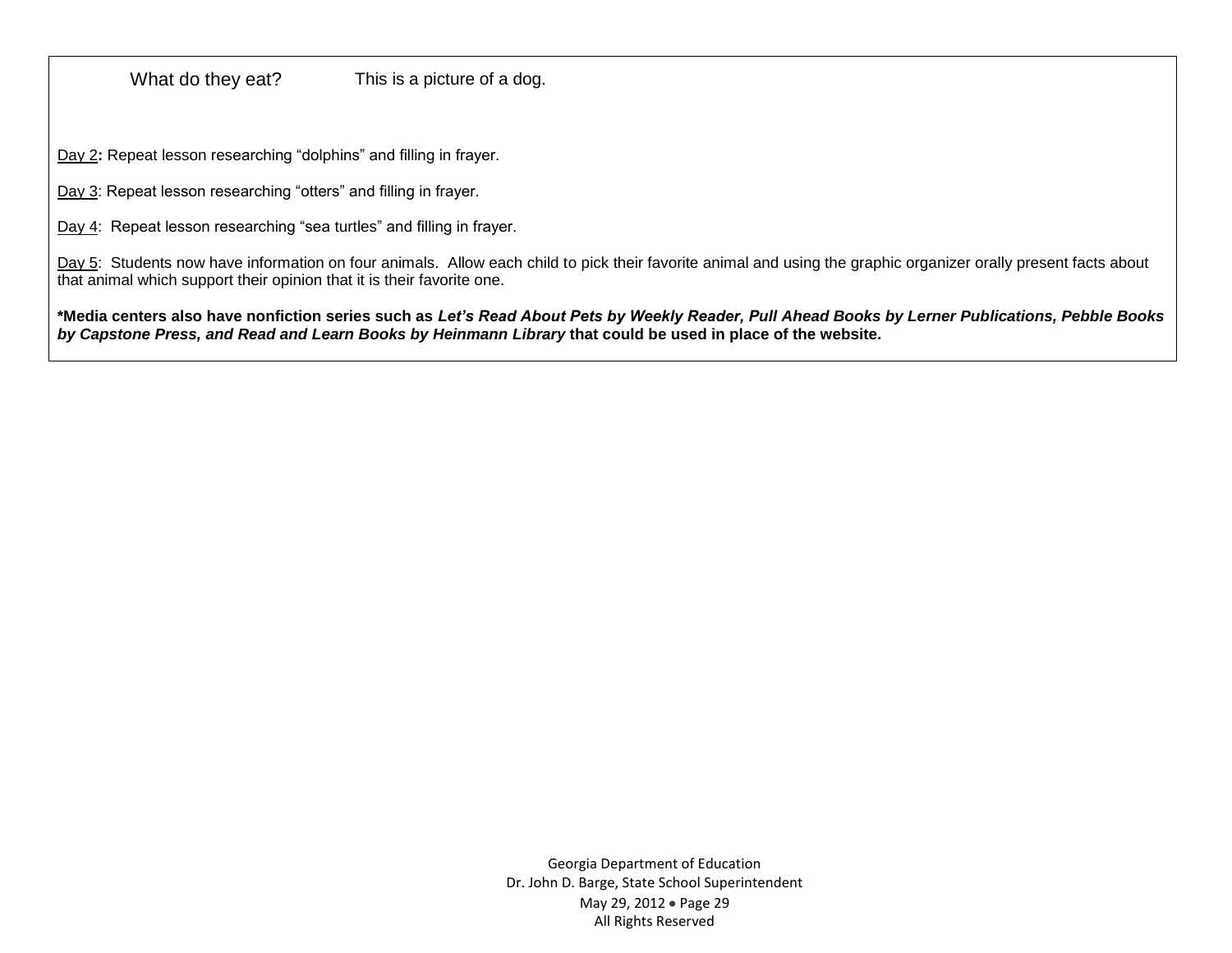What do they eat?    This is a picture of a dog.

Day 2**:** Repeat lesson researching "dolphins" and filling in frayer.

Day 3: Repeat lesson researching "otters" and filling in frayer.

Day 4: Repeat lesson researching "sea turtles" and filling in frayer.

Day 5: Students now have information on four animals. Allow each child to pick their favorite animal and using the graphic organizer orally present facts about that animal which support their opinion that it is their favorite one.

**\*Media centers also have nonfiction series such as *Let's Read About Pets by Weekly Reader, Pull Ahead Books by Lerner Publications, Pebble Books by Capstone Press, and Read and Learn Books by Heinmann Library* that could be used in place of the website.**